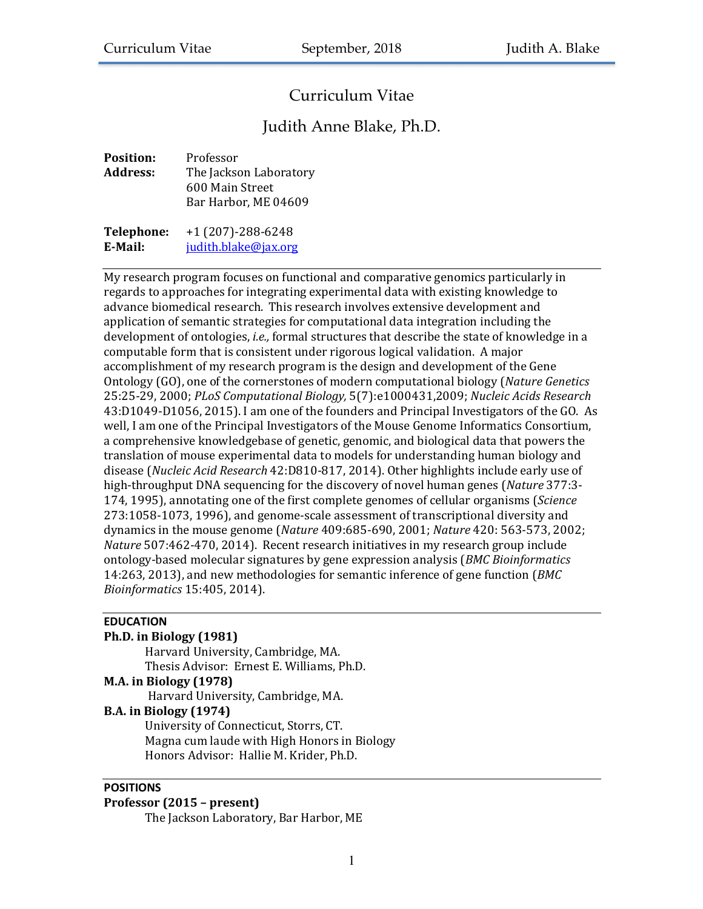# Curriculum Vitae

## Judith Anne Blake, Ph.D.

**Position:** Professor

**Address:** The Jackson Laboratory
600 Main Street
Bar Harbor, ME 04609

**Telephone:** +1 (207)-288-6248

**E-Mail:** judith.blake@jax.org

---

My research program focuses on functional and comparative genomics particularly in regards to approaches for integrating experimental data with existing knowledge to advance biomedical research. This research involves extensive development and application of semantic strategies for computational data integration including the development of ontologies, *i.e.,* formal structures that describe the state of knowledge in a computable form that is consistent under rigorous logical validation. A major accomplishment of my research program is the design and development of the Gene Ontology (GO), one of the cornerstones of modern computational biology (*Nature Genetics* 25:25-29, 2000; *PLoS Computational Biology,* 5(7):e1000431,2009; *Nucleic Acids Research* 43:D1049-D1056, 2015). I am one of the founders and Principal Investigators of the GO. As well, I am one of the Principal Investigators of the Mouse Genome Informatics Consortium, a comprehensive knowledgebase of genetic, genomic, and biological data that powers the translation of mouse experimental data to models for understanding human biology and disease (*Nucleic Acid Research* 42:D810-817, 2014). Other highlights include early use of high-throughput DNA sequencing for the discovery of novel human genes (*Nature* 377:3-174, 1995), annotating one of the first complete genomes of cellular organisms (*Science* 273:1058-1073, 1996), and genome-scale assessment of transcriptional diversity and dynamics in the mouse genome (*Nature* 409:685-690, 2001; *Nature* 420: 563-573, 2002; *Nature* 507:462-470, 2014). Recent research initiatives in my research group include ontology-based molecular signatures by gene expression analysis (*BMC Bioinformatics* 14:263, 2013), and new methodologies for semantic inference of gene function (*BMC Bioinformatics* 15:405, 2014).

---

### EDUCATION

**Ph.D. in Biology (1981)**
Harvard University, Cambridge, MA.
Thesis Advisor: Ernest E. Williams, Ph.D.

**M.A. in Biology (1978)**
Harvard University, Cambridge, MA.

**B.A. in Biology (1974)**
University of Connecticut, Storrs, CT.
Magna cum laude with High Honors in Biology
Honors Advisor: Hallie M. Krider, Ph.D.

---

### POSITIONS

**Professor (2015 – present)**
The Jackson Laboratory, Bar Harbor, ME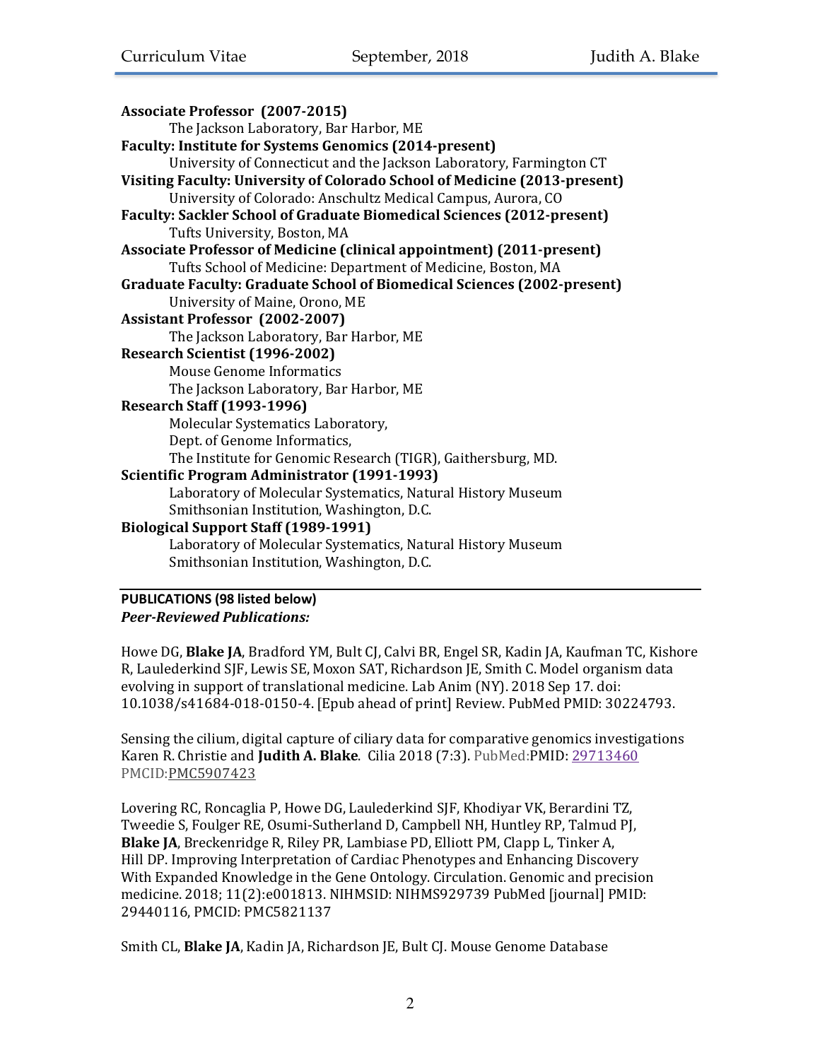**Associate Professor (2007-2015)**
The Jackson Laboratory, Bar Harbor, ME

**Faculty: Institute for Systems Genomics (2014-present)**
University of Connecticut and the Jackson Laboratory, Farmington CT

**Visiting Faculty: University of Colorado School of Medicine (2013-present)**
University of Colorado: Anschultz Medical Campus, Aurora, CO

**Faculty: Sackler School of Graduate Biomedical Sciences (2012-present)**
Tufts University, Boston, MA

**Associate Professor of Medicine (clinical appointment) (2011-present)**
Tufts School of Medicine: Department of Medicine, Boston, MA

**Graduate Faculty: Graduate School of Biomedical Sciences (2002-present)**
University of Maine, Orono, ME

**Assistant Professor (2002-2007)**
The Jackson Laboratory, Bar Harbor, ME

**Research Scientist (1996-2002)**
Mouse Genome Informatics
The Jackson Laboratory, Bar Harbor, ME

**Research Staff (1993-1996)**
Molecular Systematics Laboratory,
Dept. of Genome Informatics,
The Institute for Genomic Research (TIGR), Gaithersburg, MD.

**Scientific Program Administrator (1991-1993)**
Laboratory of Molecular Systematics, Natural History Museum
Smithsonian Institution, Washington, D.C.

**Biological Support Staff (1989-1991)**
Laboratory of Molecular Systematics, Natural History Museum
Smithsonian Institution, Washington, D.C.

## PUBLICATIONS (98 listed below)

***Peer-Reviewed Publications:***

Howe DG, **Blake JA**, Bradford YM, Bult CJ, Calvi BR, Engel SR, Kadin JA, Kaufman TC, Kishore R, Laulederkind SJF, Lewis SE, Moxon SAT, Richardson JE, Smith C. Model organism data evolving in support of translational medicine. Lab Anim (NY). 2018 Sep 17. doi: 10.1038/s41684-018-0150-4. [Epub ahead of print] Review. PubMed PMID: 30224793.

Sensing the cilium, digital capture of ciliary data for comparative genomics investigations Karen R. Christie and **Judith A. Blake**. Cilia 2018 (7:3). PubMed:PMID: 29713460 PMCID:PMC5907423

Lovering RC, Roncaglia P, Howe DG, Laulederkind SJF, Khodiyar VK, Berardini TZ, Tweedie S, Foulger RE, Osumi-Sutherland D, Campbell NH, Huntley RP, Talmud PJ, **Blake JA**, Breckenridge R, Riley PR, Lambiase PD, Elliott PM, Clapp L, Tinker A, Hill DP. Improving Interpretation of Cardiac Phenotypes and Enhancing Discovery With Expanded Knowledge in the Gene Ontology. Circulation. Genomic and precision medicine. 2018; 11(2):e001813. NIHMSID: NIHMS929739 PubMed [journal] PMID: 29440116, PMCID: PMC5821137

Smith CL, **Blake JA**, Kadin JA, Richardson JE, Bult CJ. Mouse Genome Database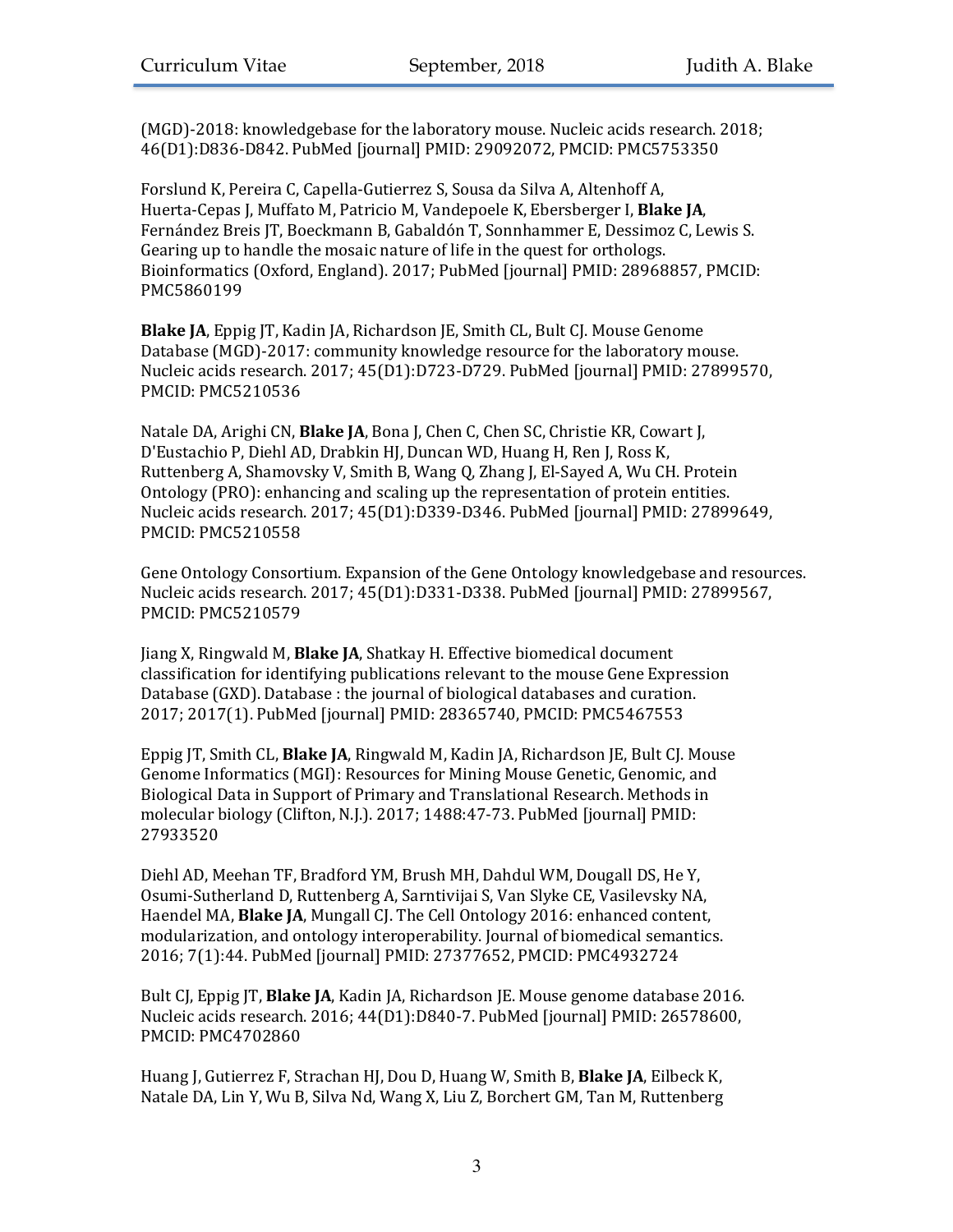(MGD)-2018: knowledgebase for the laboratory mouse. Nucleic acids research. 2018; 46(D1):D836-D842. PubMed [journal] PMID: 29092072, PMCID: PMC5753350

Forslund K, Pereira C, Capella-Gutierrez S, Sousa da Silva A, Altenhoff A, Huerta-Cepas J, Muffato M, Patricio M, Vandepoele K, Ebersberger I, **Blake JA**, Fernández Breis JT, Boeckmann B, Gabaldón T, Sonnhammer E, Dessimoz C, Lewis S. Gearing up to handle the mosaic nature of life in the quest for orthologs. Bioinformatics (Oxford, England). 2017; PubMed [journal] PMID: 28968857, PMCID: PMC5860199

**Blake JA**, Eppig JT, Kadin JA, Richardson JE, Smith CL, Bult CJ. Mouse Genome Database (MGD)-2017: community knowledge resource for the laboratory mouse. Nucleic acids research. 2017; 45(D1):D723-D729. PubMed [journal] PMID: 27899570, PMCID: PMC5210536

Natale DA, Arighi CN, **Blake JA**, Bona J, Chen C, Chen SC, Christie KR, Cowart J, D'Eustachio P, Diehl AD, Drabkin HJ, Duncan WD, Huang H, Ren J, Ross K, Ruttenberg A, Shamovsky V, Smith B, Wang Q, Zhang J, El-Sayed A, Wu CH. Protein Ontology (PRO): enhancing and scaling up the representation of protein entities. Nucleic acids research. 2017; 45(D1):D339-D346. PubMed [journal] PMID: 27899649, PMCID: PMC5210558

Gene Ontology Consortium. Expansion of the Gene Ontology knowledgebase and resources. Nucleic acids research. 2017; 45(D1):D331-D338. PubMed [journal] PMID: 27899567, PMCID: PMC5210579

Jiang X, Ringwald M, **Blake JA**, Shatkay H. Effective biomedical document classification for identifying publications relevant to the mouse Gene Expression Database (GXD). Database : the journal of biological databases and curation. 2017; 2017(1). PubMed [journal] PMID: 28365740, PMCID: PMC5467553

Eppig JT, Smith CL, **Blake JA**, Ringwald M, Kadin JA, Richardson JE, Bult CJ. Mouse Genome Informatics (MGI): Resources for Mining Mouse Genetic, Genomic, and Biological Data in Support of Primary and Translational Research. Methods in molecular biology (Clifton, N.J.). 2017; 1488:47-73. PubMed [journal] PMID: 27933520

Diehl AD, Meehan TF, Bradford YM, Brush MH, Dahdul WM, Dougall DS, He Y, Osumi-Sutherland D, Ruttenberg A, Sarntivijai S, Van Slyke CE, Vasilevsky NA, Haendel MA, **Blake JA**, Mungall CJ. The Cell Ontology 2016: enhanced content, modularization, and ontology interoperability. Journal of biomedical semantics. 2016; 7(1):44. PubMed [journal] PMID: 27377652, PMCID: PMC4932724

Bult CJ, Eppig JT, **Blake JA**, Kadin JA, Richardson JE. Mouse genome database 2016. Nucleic acids research. 2016; 44(D1):D840-7. PubMed [journal] PMID: 26578600, PMCID: PMC4702860

Huang J, Gutierrez F, Strachan HJ, Dou D, Huang W, Smith B, **Blake JA**, Eilbeck K, Natale DA, Lin Y, Wu B, Silva Nd, Wang X, Liu Z, Borchert GM, Tan M, Ruttenberg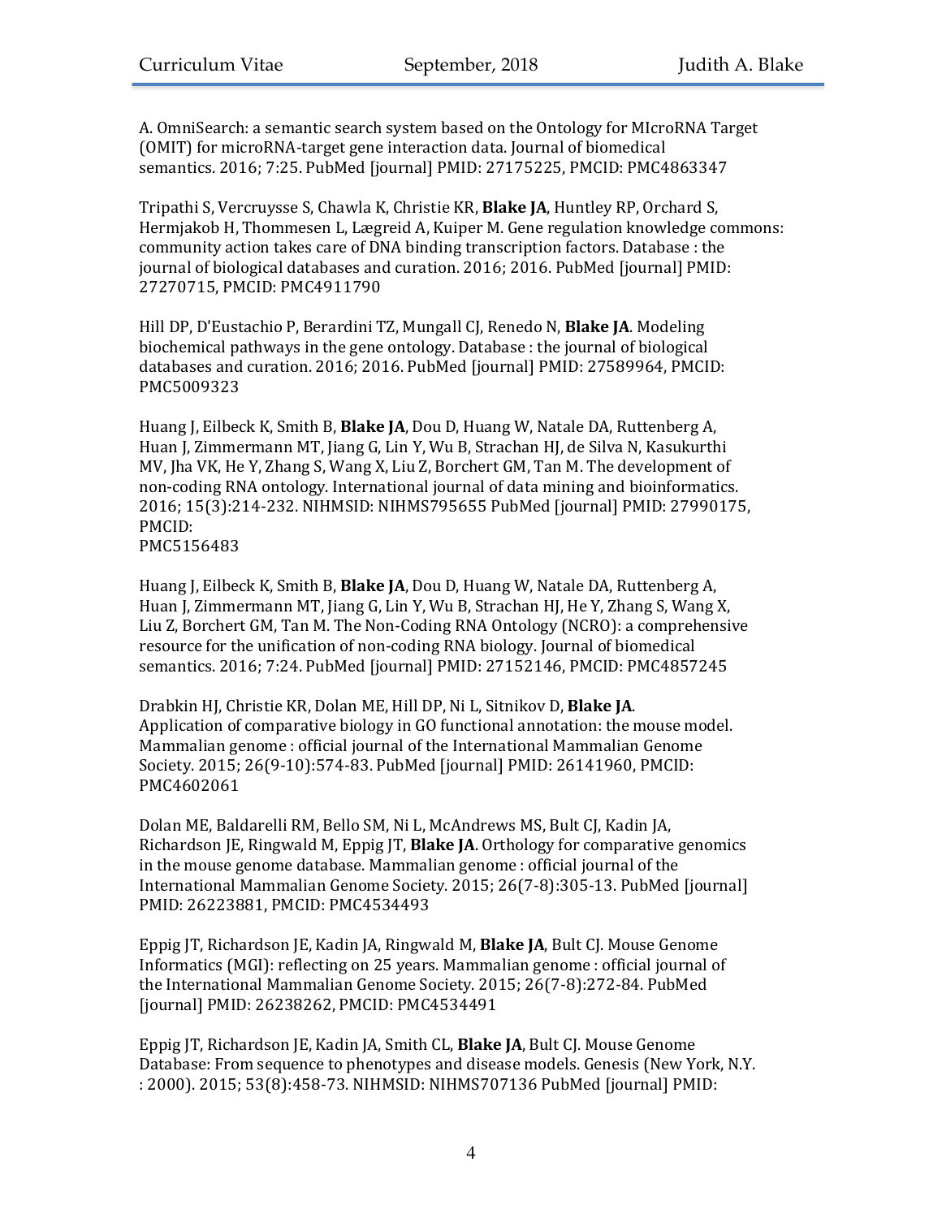A. OmniSearch: a semantic search system based on the Ontology for MIcroRNA Target (OMIT) for microRNA-target gene interaction data. Journal of biomedical semantics. 2016; 7:25. PubMed [journal] PMID: 27175225, PMCID: PMC4863347

Tripathi S, Vercruysse S, Chawla K, Christie KR, **Blake JA**, Huntley RP, Orchard S, Hermjakob H, Thommesen L, Lægreid A, Kuiper M. Gene regulation knowledge commons: community action takes care of DNA binding transcription factors. Database : the journal of biological databases and curation. 2016; 2016. PubMed [journal] PMID: 27270715, PMCID: PMC4911790

Hill DP, D'Eustachio P, Berardini TZ, Mungall CJ, Renedo N, **Blake JA**. Modeling biochemical pathways in the gene ontology. Database : the journal of biological databases and curation. 2016; 2016. PubMed [journal] PMID: 27589964, PMCID: PMC5009323

Huang J, Eilbeck K, Smith B, **Blake JA**, Dou D, Huang W, Natale DA, Ruttenberg A, Huan J, Zimmermann MT, Jiang G, Lin Y, Wu B, Strachan HJ, de Silva N, Kasukurthi MV, Jha VK, He Y, Zhang S, Wang X, Liu Z, Borchert GM, Tan M. The development of non-coding RNA ontology. International journal of data mining and bioinformatics. 2016; 15(3):214-232. NIHMSID: NIHMS795655 PubMed [journal] PMID: 27990175, PMCID:
PMC5156483

Huang J, Eilbeck K, Smith B, **Blake JA**, Dou D, Huang W, Natale DA, Ruttenberg A, Huan J, Zimmermann MT, Jiang G, Lin Y, Wu B, Strachan HJ, He Y, Zhang S, Wang X, Liu Z, Borchert GM, Tan M. The Non-Coding RNA Ontology (NCRO): a comprehensive resource for the unification of non-coding RNA biology. Journal of biomedical semantics. 2016; 7:24. PubMed [journal] PMID: 27152146, PMCID: PMC4857245

Drabkin HJ, Christie KR, Dolan ME, Hill DP, Ni L, Sitnikov D, **Blake JA**. Application of comparative biology in GO functional annotation: the mouse model. Mammalian genome : official journal of the International Mammalian Genome Society. 2015; 26(9-10):574-83. PubMed [journal] PMID: 26141960, PMCID: PMC4602061

Dolan ME, Baldarelli RM, Bello SM, Ni L, McAndrews MS, Bult CJ, Kadin JA, Richardson JE, Ringwald M, Eppig JT, **Blake JA**. Orthology for comparative genomics in the mouse genome database. Mammalian genome : official journal of the International Mammalian Genome Society. 2015; 26(7-8):305-13. PubMed [journal] PMID: 26223881, PMCID: PMC4534493

Eppig JT, Richardson JE, Kadin JA, Ringwald M, **Blake JA**, Bult CJ. Mouse Genome Informatics (MGI): reflecting on 25 years. Mammalian genome : official journal of the International Mammalian Genome Society. 2015; 26(7-8):272-84. PubMed [journal] PMID: 26238262, PMCID: PMC4534491

Eppig JT, Richardson JE, Kadin JA, Smith CL, **Blake JA**, Bult CJ. Mouse Genome Database: From sequence to phenotypes and disease models. Genesis (New York, N.Y. : 2000). 2015; 53(8):458-73. NIHMSID: NIHMS707136 PubMed [journal] PMID: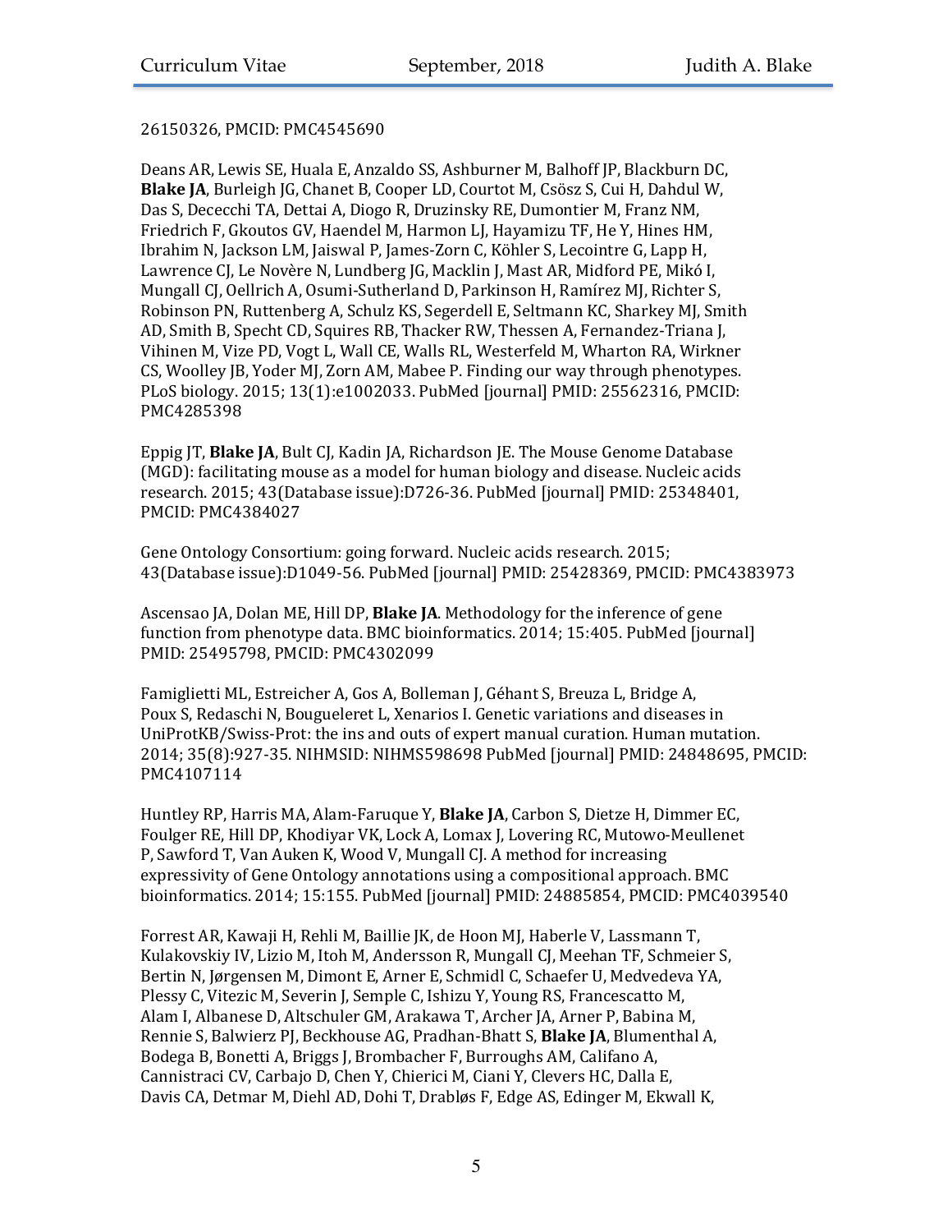26150326, PMCID: PMC4545690

Deans AR, Lewis SE, Huala E, Anzaldo SS, Ashburner M, Balhoff JP, Blackburn DC, **Blake JA**, Burleigh JG, Chanet B, Cooper LD, Courtot M, Csösz S, Cui H, Dahdul W, Das S, Dececchi TA, Dettai A, Diogo R, Druzinsky RE, Dumontier M, Franz NM, Friedrich F, Gkoutos GV, Haendel M, Harmon LJ, Hayamizu TF, He Y, Hines HM, Ibrahim N, Jackson LM, Jaiswal P, James-Zorn C, Köhler S, Lecointre G, Lapp H, Lawrence CJ, Le Novère N, Lundberg JG, Macklin J, Mast AR, Midford PE, Mikó I, Mungall CJ, Oellrich A, Osumi-Sutherland D, Parkinson H, Ramírez MJ, Richter S, Robinson PN, Ruttenberg A, Schulz KS, Segerdell E, Seltmann KC, Sharkey MJ, Smith AD, Smith B, Specht CD, Squires RB, Thacker RW, Thessen A, Fernandez-Triana J, Vihinen M, Vize PD, Vogt L, Wall CE, Walls RL, Westerfeld M, Wharton RA, Wirkner CS, Woolley JB, Yoder MJ, Zorn AM, Mabee P. Finding our way through phenotypes. PLoS biology. 2015; 13(1):e1002033. PubMed [journal] PMID: 25562316, PMCID: PMC4285398

Eppig JT, **Blake JA**, Bult CJ, Kadin JA, Richardson JE. The Mouse Genome Database (MGD): facilitating mouse as a model for human biology and disease. Nucleic acids research. 2015; 43(Database issue):D726-36. PubMed [journal] PMID: 25348401, PMCID: PMC4384027

Gene Ontology Consortium: going forward. Nucleic acids research. 2015; 43(Database issue):D1049-56. PubMed [journal] PMID: 25428369, PMCID: PMC4383973

Ascensao JA, Dolan ME, Hill DP, **Blake JA**. Methodology for the inference of gene function from phenotype data. BMC bioinformatics. 2014; 15:405. PubMed [journal] PMID: 25495798, PMCID: PMC4302099

Famiglietti ML, Estreicher A, Gos A, Bolleman J, Géhant S, Breuza L, Bridge A, Poux S, Redaschi N, Bougueleret L, Xenarios I. Genetic variations and diseases in UniProtKB/Swiss-Prot: the ins and outs of expert manual curation. Human mutation. 2014; 35(8):927-35. NIHMSID: NIHMS598698 PubMed [journal] PMID: 24848695, PMCID: PMC4107114

Huntley RP, Harris MA, Alam-Faruque Y, **Blake JA**, Carbon S, Dietze H, Dimmer EC, Foulger RE, Hill DP, Khodiyar VK, Lock A, Lomax J, Lovering RC, Mutowo-Meullenet P, Sawford T, Van Auken K, Wood V, Mungall CJ. A method for increasing expressivity of Gene Ontology annotations using a compositional approach. BMC bioinformatics. 2014; 15:155. PubMed [journal] PMID: 24885854, PMCID: PMC4039540

Forrest AR, Kawaji H, Rehli M, Baillie JK, de Hoon MJ, Haberle V, Lassmann T, Kulakovskiy IV, Lizio M, Itoh M, Andersson R, Mungall CJ, Meehan TF, Schmeier S, Bertin N, Jørgensen M, Dimont E, Arner E, Schmidl C, Schaefer U, Medvedeva YA, Plessy C, Vitezic M, Severin J, Semple C, Ishizu Y, Young RS, Francescatto M, Alam I, Albanese D, Altschuler GM, Arakawa T, Archer JA, Arner P, Babina M, Rennie S, Balwierz PJ, Beckhouse AG, Pradhan-Bhatt S, **Blake JA**, Blumenthal A, Bodega B, Bonetti A, Briggs J, Brombacher F, Burroughs AM, Califano A, Cannistraci CV, Carbajo D, Chen Y, Chierici M, Ciani Y, Clevers HC, Dalla E, Davis CA, Detmar M, Diehl AD, Dohi T, Drabløs F, Edge AS, Edinger M, Ekwall K,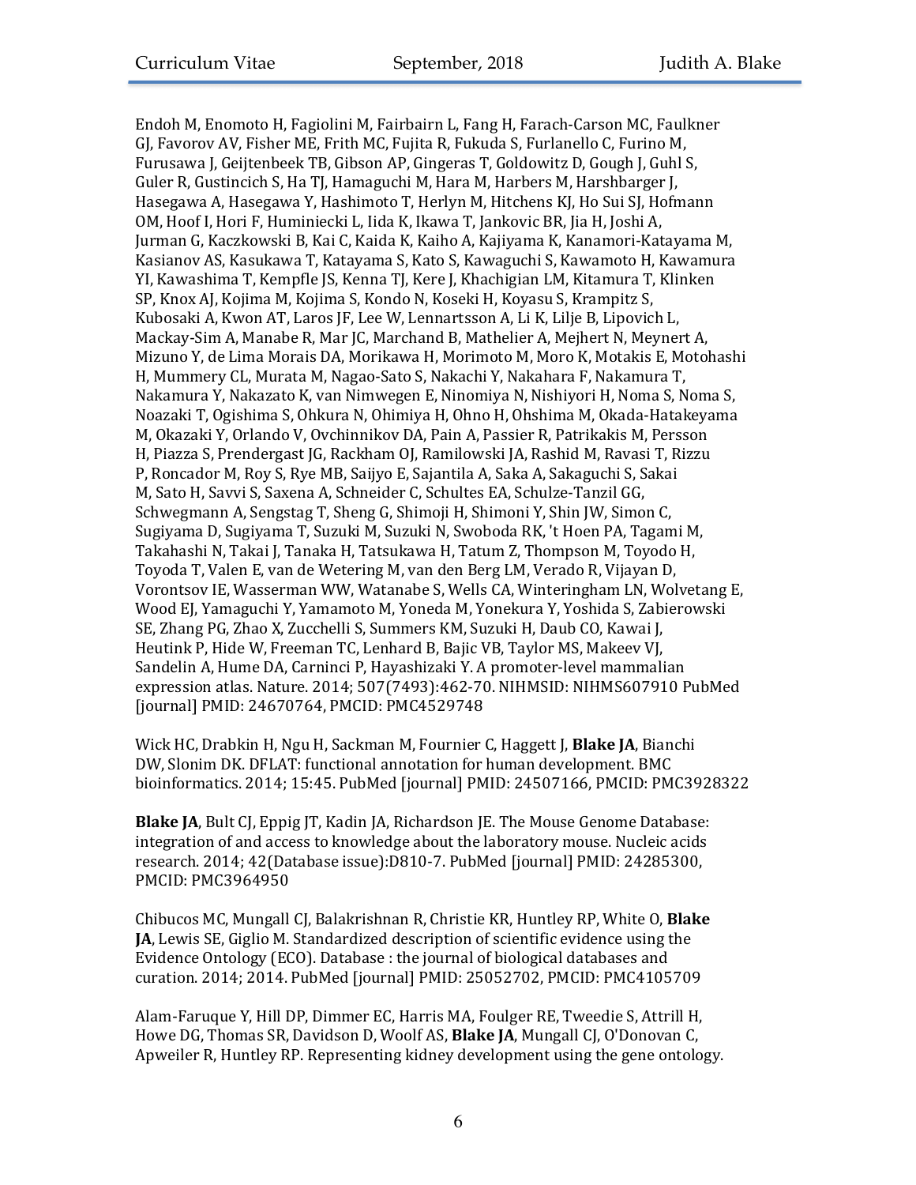Endoh M, Enomoto H, Fagiolini M, Fairbairn L, Fang H, Farach-Carson MC, Faulkner GJ, Favorov AV, Fisher ME, Frith MC, Fujita R, Fukuda S, Furlanello C, Furino M, Furusawa J, Geijtenbeek TB, Gibson AP, Gingeras T, Goldowitz D, Gough J, Guhl S, Guler R, Gustincich S, Ha TJ, Hamaguchi M, Hara M, Harbers M, Harshbarger J, Hasegawa A, Hasegawa Y, Hashimoto T, Herlyn M, Hitchens KJ, Ho Sui SJ, Hofmann OM, Hoof I, Hori F, Huminiecki L, Iida K, Ikawa T, Jankovic BR, Jia H, Joshi A, Jurman G, Kaczkowski B, Kai C, Kaida K, Kaiho A, Kajiyama K, Kanamori-Katayama M, Kasianov AS, Kasukawa T, Katayama S, Kato S, Kawaguchi S, Kawamoto H, Kawamura YI, Kawashima T, Kempfle JS, Kenna TJ, Kere J, Khachigian LM, Kitamura T, Klinken SP, Knox AJ, Kojima M, Kojima S, Kondo N, Koseki H, Koyasu S, Krampitz S, Kubosaki A, Kwon AT, Laros JF, Lee W, Lennartsson A, Li K, Lilje B, Lipovich L, Mackay-Sim A, Manabe R, Mar JC, Marchand B, Mathelier A, Mejhert N, Meynert A, Mizuno Y, de Lima Morais DA, Morikawa H, Morimoto M, Moro K, Motakis E, Motohashi H, Mummery CL, Murata M, Nagao-Sato S, Nakachi Y, Nakahara F, Nakamura T, Nakamura Y, Nakazato K, van Nimwegen E, Ninomiya N, Nishiyori H, Noma S, Noma S, Noazaki T, Ogishima S, Ohkura N, Ohimiya H, Ohno H, Ohshima M, Okada-Hatakeyama M, Okazaki Y, Orlando V, Ovchinnikov DA, Pain A, Passier R, Patrikakis M, Persson H, Piazza S, Prendergast JG, Rackham OJ, Ramilowski JA, Rashid M, Ravasi T, Rizzu P, Roncador M, Roy S, Rye MB, Saijyo E, Sajantila A, Saka A, Sakaguchi S, Sakai M, Sato H, Savvi S, Saxena A, Schneider C, Schultes EA, Schulze-Tanzil GG, Schwegmann A, Sengstag T, Sheng G, Shimoji H, Shimoni Y, Shin JW, Simon C, Sugiyama D, Sugiyama T, Suzuki M, Suzuki N, Swoboda RK, 't Hoen PA, Tagami M, Takahashi N, Takai J, Tanaka H, Tatsukawa H, Tatum Z, Thompson M, Toyodo H, Toyoda T, Valen E, van de Wetering M, van den Berg LM, Verado R, Vijayan D, Vorontsov IE, Wasserman WW, Watanabe S, Wells CA, Winteringham LN, Wolvetang E, Wood EJ, Yamaguchi Y, Yamamoto M, Yoneda M, Yonekura Y, Yoshida S, Zabierowski SE, Zhang PG, Zhao X, Zucchelli S, Summers KM, Suzuki H, Daub CO, Kawai J, Heutink P, Hide W, Freeman TC, Lenhard B, Bajic VB, Taylor MS, Makeev VJ, Sandelin A, Hume DA, Carninci P, Hayashizaki Y. A promoter-level mammalian expression atlas. Nature. 2014; 507(7493):462-70. NIHMSID: NIHMS607910 PubMed [journal] PMID: 24670764, PMCID: PMC4529748

Wick HC, Drabkin H, Ngu H, Sackman M, Fournier C, Haggett J, **Blake JA**, Bianchi DW, Slonim DK. DFLAT: functional annotation for human development. BMC bioinformatics. 2014; 15:45. PubMed [journal] PMID: 24507166, PMCID: PMC3928322

**Blake JA**, Bult CJ, Eppig JT, Kadin JA, Richardson JE. The Mouse Genome Database: integration of and access to knowledge about the laboratory mouse. Nucleic acids research. 2014; 42(Database issue):D810-7. PubMed [journal] PMID: 24285300, PMCID: PMC3964950

Chibucos MC, Mungall CJ, Balakrishnan R, Christie KR, Huntley RP, White O, **Blake JA**, Lewis SE, Giglio M. Standardized description of scientific evidence using the Evidence Ontology (ECO). Database : the journal of biological databases and curation. 2014; 2014. PubMed [journal] PMID: 25052702, PMCID: PMC4105709

Alam-Faruque Y, Hill DP, Dimmer EC, Harris MA, Foulger RE, Tweedie S, Attrill H, Howe DG, Thomas SR, Davidson D, Woolf AS, **Blake JA**, Mungall CJ, O'Donovan C, Apweiler R, Huntley RP. Representing kidney development using the gene ontology.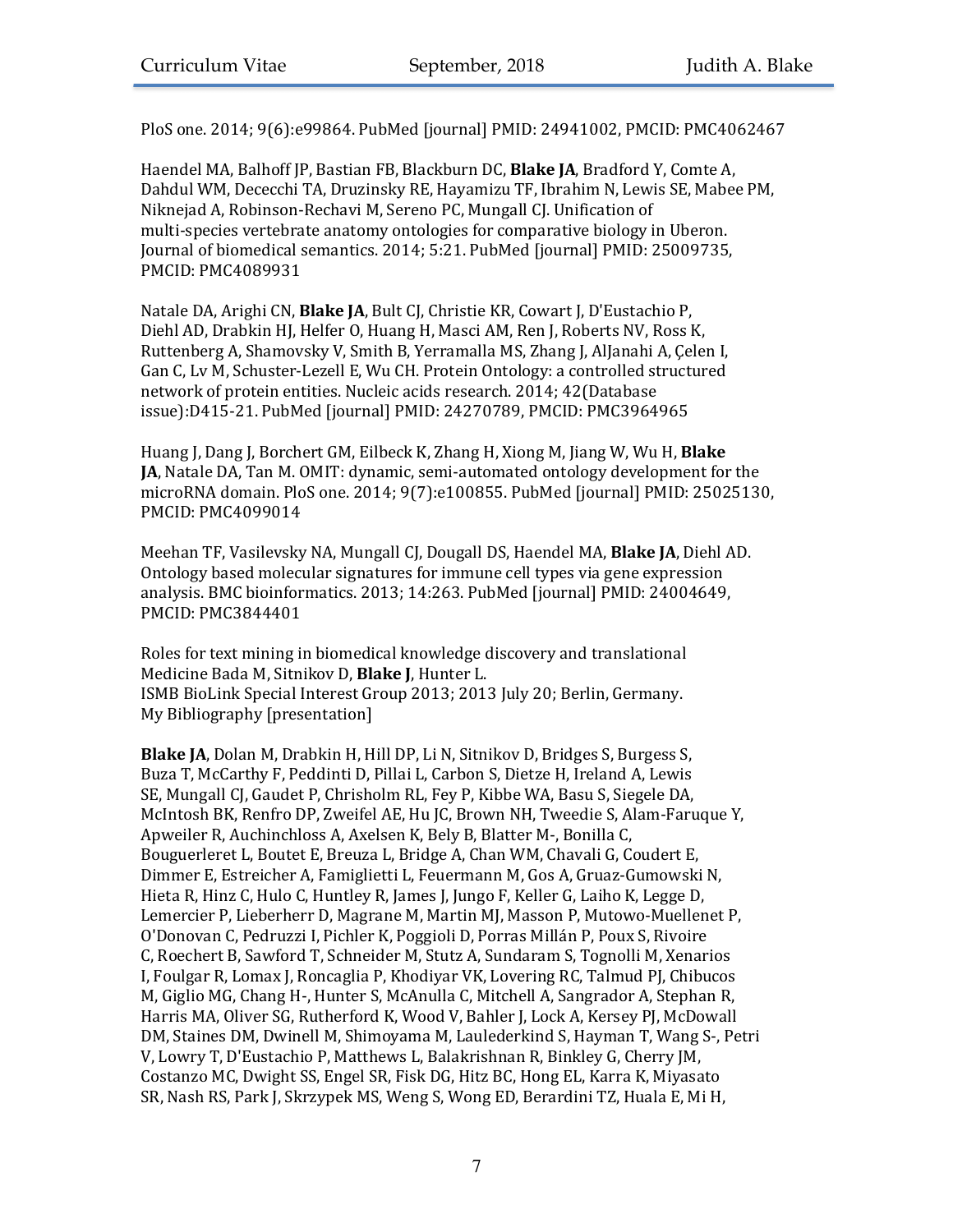PloS one. 2014; 9(6):e99864. PubMed [journal] PMID: 24941002, PMCID: PMC4062467

Haendel MA, Balhoff JP, Bastian FB, Blackburn DC, **Blake JA**, Bradford Y, Comte A, Dahdul WM, Dececchi TA, Druzinsky RE, Hayamizu TF, Ibrahim N, Lewis SE, Mabee PM, Niknejad A, Robinson-Rechavi M, Sereno PC, Mungall CJ. Unification of multi-species vertebrate anatomy ontologies for comparative biology in Uberon. Journal of biomedical semantics. 2014; 5:21. PubMed [journal] PMID: 25009735, PMCID: PMC4089931

Natale DA, Arighi CN, **Blake JA**, Bult CJ, Christie KR, Cowart J, D'Eustachio P, Diehl AD, Drabkin HJ, Helfer O, Huang H, Masci AM, Ren J, Roberts NV, Ross K, Ruttenberg A, Shamovsky V, Smith B, Yerramalla MS, Zhang J, AlJanahi A, Çelen I, Gan C, Lv M, Schuster-Lezell E, Wu CH. Protein Ontology: a controlled structured network of protein entities. Nucleic acids research. 2014; 42(Database issue):D415-21. PubMed [journal] PMID: 24270789, PMCID: PMC3964965

Huang J, Dang J, Borchert GM, Eilbeck K, Zhang H, Xiong M, Jiang W, Wu H, **Blake JA**, Natale DA, Tan M. OMIT: dynamic, semi-automated ontology development for the microRNA domain. PloS one. 2014; 9(7):e100855. PubMed [journal] PMID: 25025130, PMCID: PMC4099014

Meehan TF, Vasilevsky NA, Mungall CJ, Dougall DS, Haendel MA, **Blake JA**, Diehl AD. Ontology based molecular signatures for immune cell types via gene expression analysis. BMC bioinformatics. 2013; 14:263. PubMed [journal] PMID: 24004649, PMCID: PMC3844401

Roles for text mining in biomedical knowledge discovery and translational Medicine Bada M, Sitnikov D, **Blake J**, Hunter L.
ISMB BioLink Special Interest Group 2013; 2013 July 20; Berlin, Germany.
My Bibliography [presentation]

**Blake JA**, Dolan M, Drabkin H, Hill DP, Li N, Sitnikov D, Bridges S, Burgess S, Buza T, McCarthy F, Peddinti D, Pillai L, Carbon S, Dietze H, Ireland A, Lewis SE, Mungall CJ, Gaudet P, Chrisholm RL, Fey P, Kibbe WA, Basu S, Siegele DA, McIntosh BK, Renfro DP, Zweifel AE, Hu JC, Brown NH, Tweedie S, Alam-Faruque Y, Apweiler R, Auchinchloss A, Axelsen K, Bely B, Blatter M-, Bonilla C, Bouguerleret L, Boutet E, Breuza L, Bridge A, Chan WM, Chavali G, Coudert E, Dimmer E, Estreicher A, Famiglietti L, Feuermann M, Gos A, Gruaz-Gumowski N, Hieta R, Hinz C, Hulo C, Huntley R, James J, Jungo F, Keller G, Laiho K, Legge D, Lemercier P, Lieberherr D, Magrane M, Martin MJ, Masson P, Mutowo-Muellenet P, O'Donovan C, Pedruzzi I, Pichler K, Poggioli D, Porras Millán P, Poux S, Rivoire C, Roechert B, Sawford T, Schneider M, Stutz A, Sundaram S, Tognolli M, Xenarios I, Foulgar R, Lomax J, Roncaglia P, Khodiyar VK, Lovering RC, Talmud PJ, Chibucos M, Giglio MG, Chang H-, Hunter S, McAnulla C, Mitchell A, Sangrador A, Stephan R, Harris MA, Oliver SG, Rutherford K, Wood V, Bahler J, Lock A, Kersey PJ, McDowall DM, Staines DM, Dwinell M, Shimoyama M, Laulederkind S, Hayman T, Wang S-, Petri V, Lowry T, D'Eustachio P, Matthews L, Balakrishnan R, Binkley G, Cherry JM, Costanzo MC, Dwight SS, Engel SR, Fisk DG, Hitz BC, Hong EL, Karra K, Miyasato SR, Nash RS, Park J, Skrzypek MS, Weng S, Wong ED, Berardini TZ, Huala E, Mi H,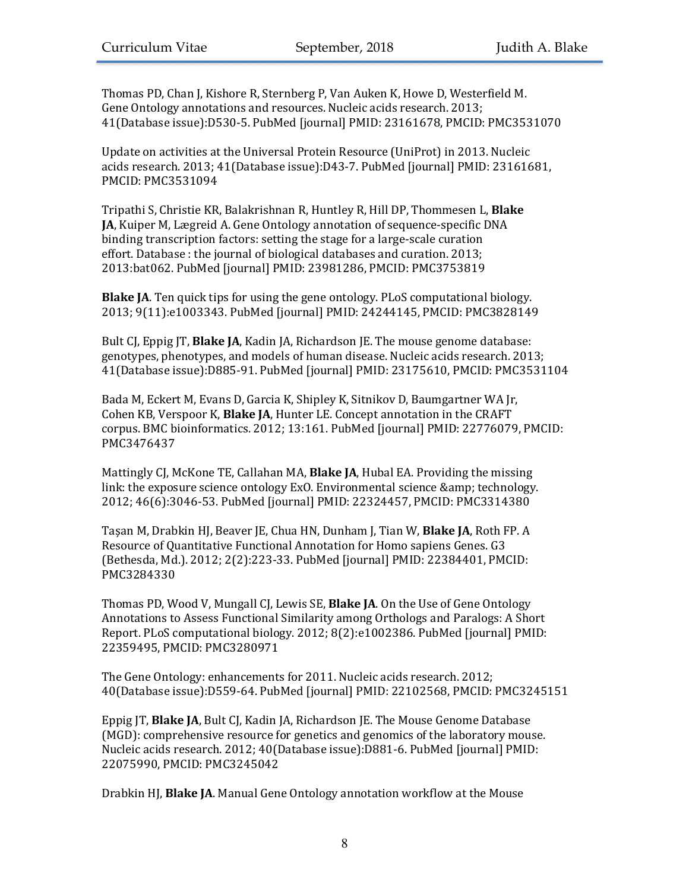Thomas PD, Chan J, Kishore R, Sternberg P, Van Auken K, Howe D, Westerfield M. Gene Ontology annotations and resources. Nucleic acids research. 2013; 41(Database issue):D530-5. PubMed [journal] PMID: 23161678, PMCID: PMC3531070

Update on activities at the Universal Protein Resource (UniProt) in 2013. Nucleic acids research. 2013; 41(Database issue):D43-7. PubMed [journal] PMID: 23161681, PMCID: PMC3531094

Tripathi S, Christie KR, Balakrishnan R, Huntley R, Hill DP, Thommesen L, **Blake JA**, Kuiper M, Lægreid A. Gene Ontology annotation of sequence-specific DNA binding transcription factors: setting the stage for a large-scale curation effort. Database : the journal of biological databases and curation. 2013; 2013:bat062. PubMed [journal] PMID: 23981286, PMCID: PMC3753819

**Blake JA**. Ten quick tips for using the gene ontology. PLoS computational biology. 2013; 9(11):e1003343. PubMed [journal] PMID: 24244145, PMCID: PMC3828149

Bult CJ, Eppig JT, **Blake JA**, Kadin JA, Richardson JE. The mouse genome database: genotypes, phenotypes, and models of human disease. Nucleic acids research. 2013; 41(Database issue):D885-91. PubMed [journal] PMID: 23175610, PMCID: PMC3531104

Bada M, Eckert M, Evans D, Garcia K, Shipley K, Sitnikov D, Baumgartner WA Jr, Cohen KB, Verspoor K, **Blake JA**, Hunter LE. Concept annotation in the CRAFT corpus. BMC bioinformatics. 2012; 13:161. PubMed [journal] PMID: 22776079, PMCID: PMC3476437

Mattingly CJ, McKone TE, Callahan MA, **Blake JA**, Hubal EA. Providing the missing link: the exposure science ontology ExO. Environmental science &amp; technology. 2012; 46(6):3046-53. PubMed [journal] PMID: 22324457, PMCID: PMC3314380

Taşan M, Drabkin HJ, Beaver JE, Chua HN, Dunham J, Tian W, **Blake JA**, Roth FP. A Resource of Quantitative Functional Annotation for Homo sapiens Genes. G3 (Bethesda, Md.). 2012; 2(2):223-33. PubMed [journal] PMID: 22384401, PMCID: PMC3284330

Thomas PD, Wood V, Mungall CJ, Lewis SE, **Blake JA**. On the Use of Gene Ontology Annotations to Assess Functional Similarity among Orthologs and Paralogs: A Short Report. PLoS computational biology. 2012; 8(2):e1002386. PubMed [journal] PMID: 22359495, PMCID: PMC3280971

The Gene Ontology: enhancements for 2011. Nucleic acids research. 2012; 40(Database issue):D559-64. PubMed [journal] PMID: 22102568, PMCID: PMC3245151

Eppig JT, **Blake JA**, Bult CJ, Kadin JA, Richardson JE. The Mouse Genome Database (MGD): comprehensive resource for genetics and genomics of the laboratory mouse. Nucleic acids research. 2012; 40(Database issue):D881-6. PubMed [journal] PMID: 22075990, PMCID: PMC3245042

Drabkin HJ, **Blake JA**. Manual Gene Ontology annotation workflow at the Mouse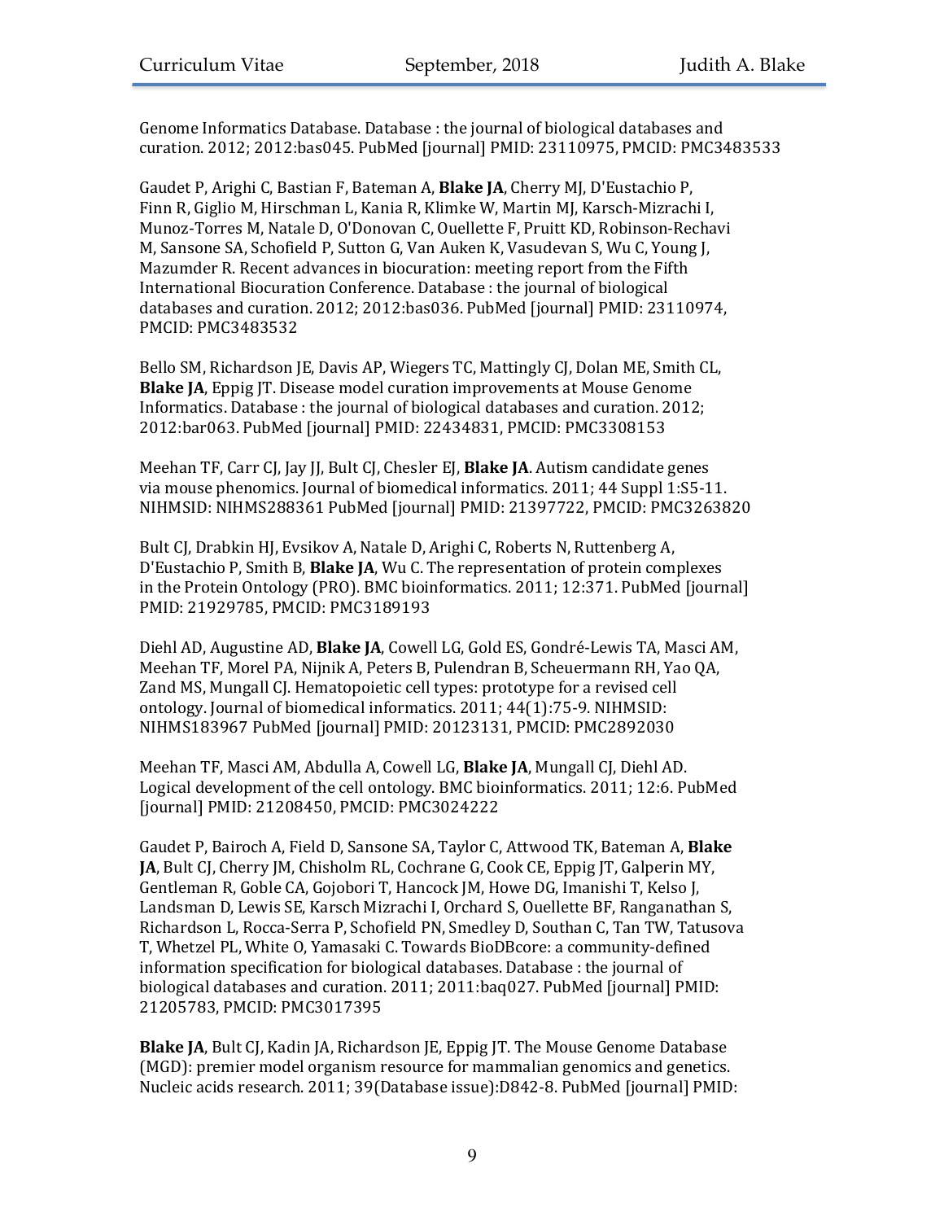Genome Informatics Database. Database : the journal of biological databases and curation. 2012; 2012:bas045. PubMed [journal] PMID: 23110975, PMCID: PMC3483533

Gaudet P, Arighi C, Bastian F, Bateman A, **Blake JA**, Cherry MJ, D'Eustachio P, Finn R, Giglio M, Hirschman L, Kania R, Klimke W, Martin MJ, Karsch-Mizrachi I, Munoz-Torres M, Natale D, O'Donovan C, Ouellette F, Pruitt KD, Robinson-Rechavi M, Sansone SA, Schofield P, Sutton G, Van Auken K, Vasudevan S, Wu C, Young J, Mazumder R. Recent advances in biocuration: meeting report from the Fifth International Biocuration Conference. Database : the journal of biological databases and curation. 2012; 2012:bas036. PubMed [journal] PMID: 23110974, PMCID: PMC3483532

Bello SM, Richardson JE, Davis AP, Wiegers TC, Mattingly CJ, Dolan ME, Smith CL, **Blake JA**, Eppig JT. Disease model curation improvements at Mouse Genome Informatics. Database : the journal of biological databases and curation. 2012; 2012:bar063. PubMed [journal] PMID: 22434831, PMCID: PMC3308153

Meehan TF, Carr CJ, Jay JJ, Bult CJ, Chesler EJ, **Blake JA**. Autism candidate genes via mouse phenomics. Journal of biomedical informatics. 2011; 44 Suppl 1:S5-11. NIHMSID: NIHMS288361 PubMed [journal] PMID: 21397722, PMCID: PMC3263820

Bult CJ, Drabkin HJ, Evsikov A, Natale D, Arighi C, Roberts N, Ruttenberg A, D'Eustachio P, Smith B, **Blake JA**, Wu C. The representation of protein complexes in the Protein Ontology (PRO). BMC bioinformatics. 2011; 12:371. PubMed [journal] PMID: 21929785, PMCID: PMC3189193

Diehl AD, Augustine AD, **Blake JA**, Cowell LG, Gold ES, Gondré-Lewis TA, Masci AM, Meehan TF, Morel PA, Nijnik A, Peters B, Pulendran B, Scheuermann RH, Yao QA, Zand MS, Mungall CJ. Hematopoietic cell types: prototype for a revised cell ontology. Journal of biomedical informatics. 2011; 44(1):75-9. NIHMSID: NIHMS183967 PubMed [journal] PMID: 20123131, PMCID: PMC2892030

Meehan TF, Masci AM, Abdulla A, Cowell LG, **Blake JA**, Mungall CJ, Diehl AD. Logical development of the cell ontology. BMC bioinformatics. 2011; 12:6. PubMed [journal] PMID: 21208450, PMCID: PMC3024222

Gaudet P, Bairoch A, Field D, Sansone SA, Taylor C, Attwood TK, Bateman A, **Blake JA**, Bult CJ, Cherry JM, Chisholm RL, Cochrane G, Cook CE, Eppig JT, Galperin MY, Gentleman R, Goble CA, Gojobori T, Hancock JM, Howe DG, Imanishi T, Kelso J, Landsman D, Lewis SE, Karsch Mizrachi I, Orchard S, Ouellette BF, Ranganathan S, Richardson L, Rocca-Serra P, Schofield PN, Smedley D, Southan C, Tan TW, Tatusova T, Whetzel PL, White O, Yamasaki C. Towards BioDBcore: a community-defined information specification for biological databases. Database : the journal of biological databases and curation. 2011; 2011:baq027. PubMed [journal] PMID: 21205783, PMCID: PMC3017395

**Blake JA**, Bult CJ, Kadin JA, Richardson JE, Eppig JT. The Mouse Genome Database (MGD): premier model organism resource for mammalian genomics and genetics. Nucleic acids research. 2011; 39(Database issue):D842-8. PubMed [journal] PMID: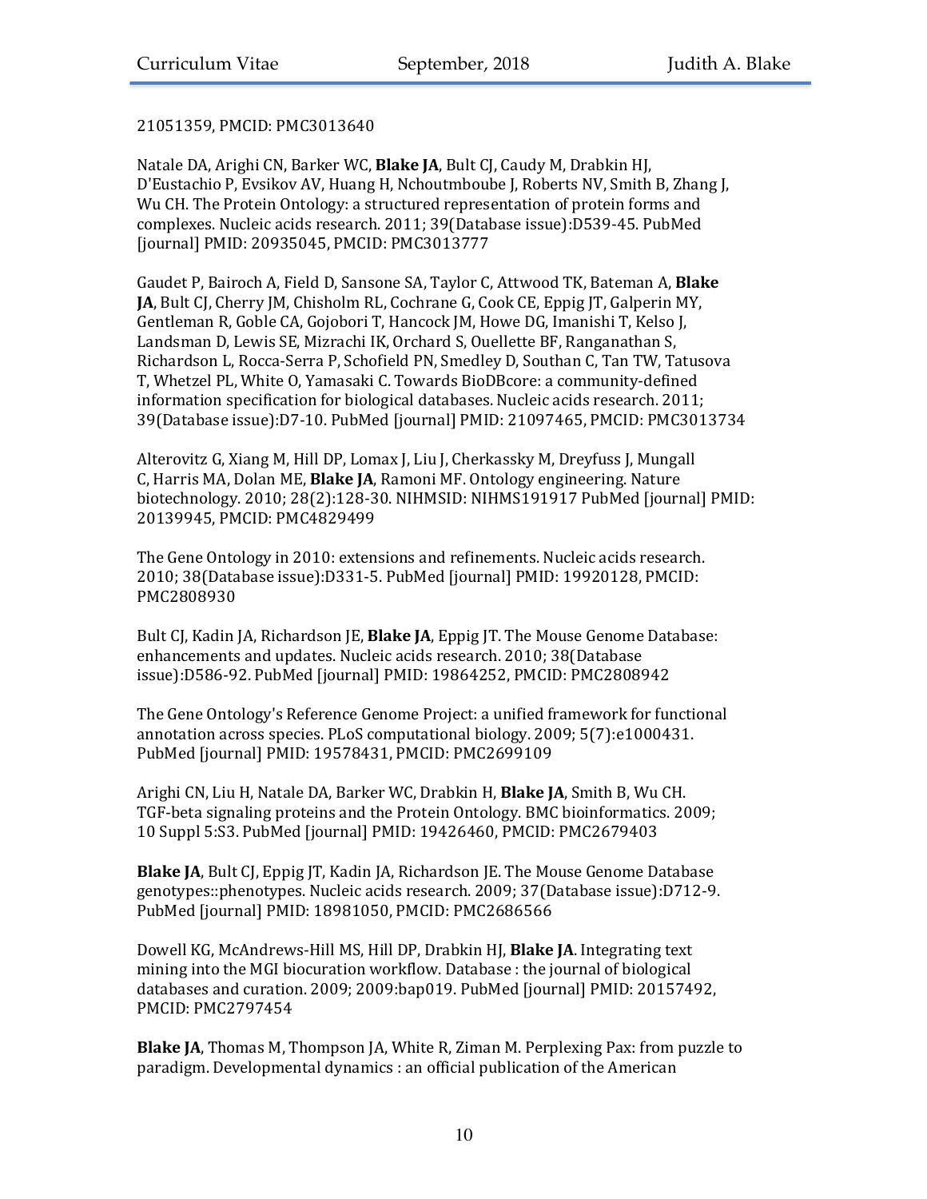21051359, PMCID: PMC3013640

Natale DA, Arighi CN, Barker WC, **Blake JA**, Bult CJ, Caudy M, Drabkin HJ, D'Eustachio P, Evsikov AV, Huang H, Nchoutmboube J, Roberts NV, Smith B, Zhang J, Wu CH. The Protein Ontology: a structured representation of protein forms and complexes. Nucleic acids research. 2011; 39(Database issue):D539-45. PubMed [journal] PMID: 20935045, PMCID: PMC3013777

Gaudet P, Bairoch A, Field D, Sansone SA, Taylor C, Attwood TK, Bateman A, **Blake JA**, Bult CJ, Cherry JM, Chisholm RL, Cochrane G, Cook CE, Eppig JT, Galperin MY, Gentleman R, Goble CA, Gojobori T, Hancock JM, Howe DG, Imanishi T, Kelso J, Landsman D, Lewis SE, Mizrachi IK, Orchard S, Ouellette BF, Ranganathan S, Richardson L, Rocca-Serra P, Schofield PN, Smedley D, Southan C, Tan TW, Tatusova T, Whetzel PL, White O, Yamasaki C. Towards BioDBcore: a community-defined information specification for biological databases. Nucleic acids research. 2011; 39(Database issue):D7-10. PubMed [journal] PMID: 21097465, PMCID: PMC3013734

Alterovitz G, Xiang M, Hill DP, Lomax J, Liu J, Cherkassky M, Dreyfuss J, Mungall C, Harris MA, Dolan ME, **Blake JA**, Ramoni MF. Ontology engineering. Nature biotechnology. 2010; 28(2):128-30. NIHMSID: NIHMS191917 PubMed [journal] PMID: 20139945, PMCID: PMC4829499

The Gene Ontology in 2010: extensions and refinements. Nucleic acids research. 2010; 38(Database issue):D331-5. PubMed [journal] PMID: 19920128, PMCID: PMC2808930

Bult CJ, Kadin JA, Richardson JE, **Blake JA**, Eppig JT. The Mouse Genome Database: enhancements and updates. Nucleic acids research. 2010; 38(Database issue):D586-92. PubMed [journal] PMID: 19864252, PMCID: PMC2808942

The Gene Ontology's Reference Genome Project: a unified framework for functional annotation across species. PLoS computational biology. 2009; 5(7):e1000431. PubMed [journal] PMID: 19578431, PMCID: PMC2699109

Arighi CN, Liu H, Natale DA, Barker WC, Drabkin H, **Blake JA**, Smith B, Wu CH. TGF-beta signaling proteins and the Protein Ontology. BMC bioinformatics. 2009; 10 Suppl 5:S3. PubMed [journal] PMID: 19426460, PMCID: PMC2679403

**Blake JA**, Bult CJ, Eppig JT, Kadin JA, Richardson JE. The Mouse Genome Database genotypes::phenotypes. Nucleic acids research. 2009; 37(Database issue):D712-9. PubMed [journal] PMID: 18981050, PMCID: PMC2686566

Dowell KG, McAndrews-Hill MS, Hill DP, Drabkin HJ, **Blake JA**. Integrating text mining into the MGI biocuration workflow. Database : the journal of biological databases and curation. 2009; 2009:bap019. PubMed [journal] PMID: 20157492, PMCID: PMC2797454

**Blake JA**, Thomas M, Thompson JA, White R, Ziman M. Perplexing Pax: from puzzle to paradigm. Developmental dynamics : an official publication of the American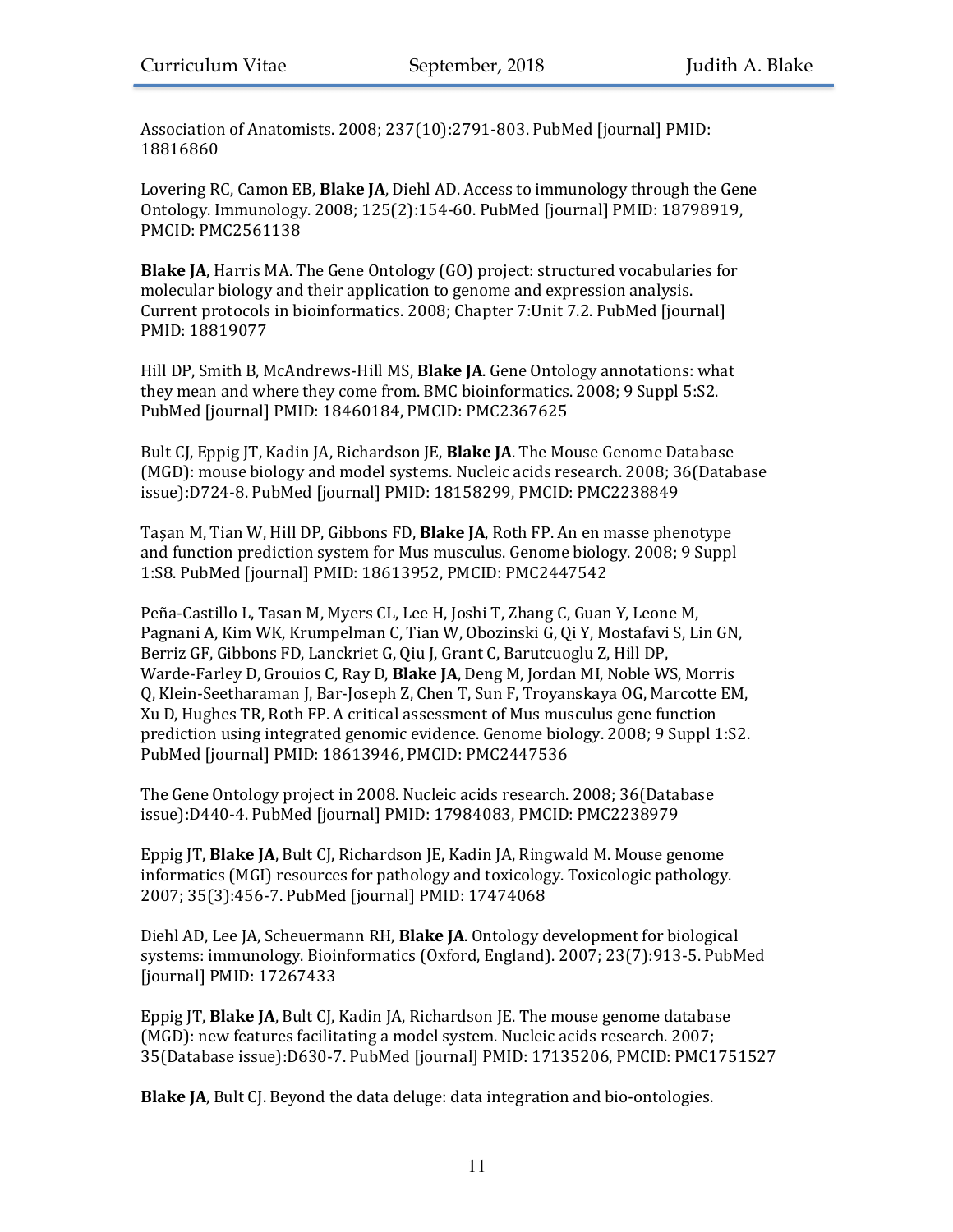Association of Anatomists. 2008; 237(10):2791-803. PubMed [journal] PMID: 18816860

Lovering RC, Camon EB, **Blake JA**, Diehl AD. Access to immunology through the Gene Ontology. Immunology. 2008; 125(2):154-60. PubMed [journal] PMID: 18798919, PMCID: PMC2561138

**Blake JA**, Harris MA. The Gene Ontology (GO) project: structured vocabularies for molecular biology and their application to genome and expression analysis. Current protocols in bioinformatics. 2008; Chapter 7:Unit 7.2. PubMed [journal] PMID: 18819077

Hill DP, Smith B, McAndrews-Hill MS, **Blake JA**. Gene Ontology annotations: what they mean and where they come from. BMC bioinformatics. 2008; 9 Suppl 5:S2. PubMed [journal] PMID: 18460184, PMCID: PMC2367625

Bult CJ, Eppig JT, Kadin JA, Richardson JE, **Blake JA**. The Mouse Genome Database (MGD): mouse biology and model systems. Nucleic acids research. 2008; 36(Database issue):D724-8. PubMed [journal] PMID: 18158299, PMCID: PMC2238849

Taşan M, Tian W, Hill DP, Gibbons FD, **Blake JA**, Roth FP. An en masse phenotype and function prediction system for Mus musculus. Genome biology. 2008; 9 Suppl 1:S8. PubMed [journal] PMID: 18613952, PMCID: PMC2447542

Peña-Castillo L, Tasan M, Myers CL, Lee H, Joshi T, Zhang C, Guan Y, Leone M, Pagnani A, Kim WK, Krumpelman C, Tian W, Obozinski G, Qi Y, Mostafavi S, Lin GN, Berriz GF, Gibbons FD, Lanckriet G, Qiu J, Grant C, Barutcuoglu Z, Hill DP, Warde-Farley D, Grouios C, Ray D, **Blake JA**, Deng M, Jordan MI, Noble WS, Morris Q, Klein-Seetharaman J, Bar-Joseph Z, Chen T, Sun F, Troyanskaya OG, Marcotte EM, Xu D, Hughes TR, Roth FP. A critical assessment of Mus musculus gene function prediction using integrated genomic evidence. Genome biology. 2008; 9 Suppl 1:S2. PubMed [journal] PMID: 18613946, PMCID: PMC2447536

The Gene Ontology project in 2008. Nucleic acids research. 2008; 36(Database issue):D440-4. PubMed [journal] PMID: 17984083, PMCID: PMC2238979

Eppig JT, **Blake JA**, Bult CJ, Richardson JE, Kadin JA, Ringwald M. Mouse genome informatics (MGI) resources for pathology and toxicology. Toxicologic pathology. 2007; 35(3):456-7. PubMed [journal] PMID: 17474068

Diehl AD, Lee JA, Scheuermann RH, **Blake JA**. Ontology development for biological systems: immunology. Bioinformatics (Oxford, England). 2007; 23(7):913-5. PubMed [journal] PMID: 17267433

Eppig JT, **Blake JA**, Bult CJ, Kadin JA, Richardson JE. The mouse genome database (MGD): new features facilitating a model system. Nucleic acids research. 2007; 35(Database issue):D630-7. PubMed [journal] PMID: 17135206, PMCID: PMC1751527

**Blake JA**, Bult CJ. Beyond the data deluge: data integration and bio-ontologies.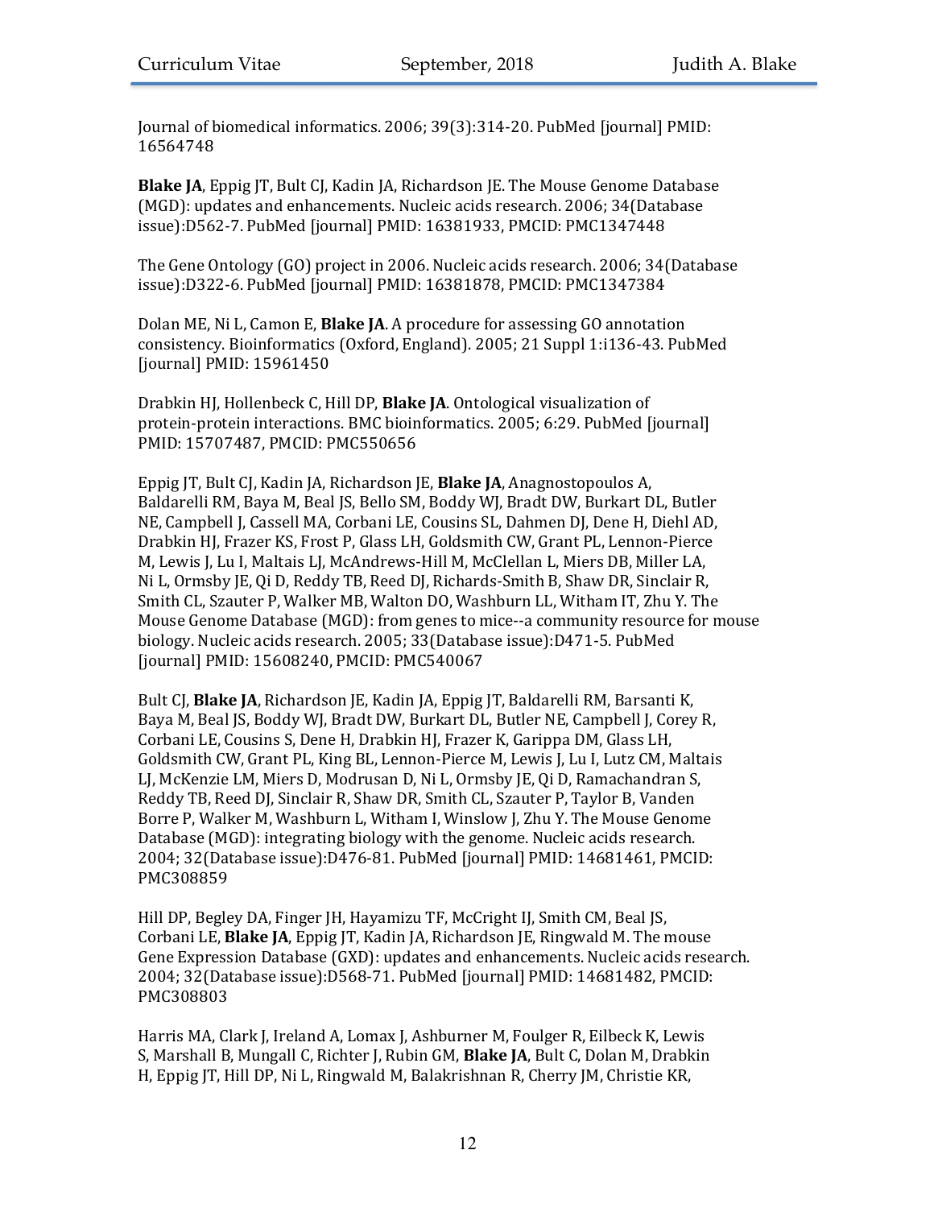Journal of biomedical informatics. 2006; 39(3):314-20. PubMed [journal] PMID: 16564748

**Blake JA**, Eppig JT, Bult CJ, Kadin JA, Richardson JE. The Mouse Genome Database (MGD): updates and enhancements. Nucleic acids research. 2006; 34(Database issue):D562-7. PubMed [journal] PMID: 16381933, PMCID: PMC1347448

The Gene Ontology (GO) project in 2006. Nucleic acids research. 2006; 34(Database issue):D322-6. PubMed [journal] PMID: 16381878, PMCID: PMC1347384

Dolan ME, Ni L, Camon E, **Blake JA**. A procedure for assessing GO annotation consistency. Bioinformatics (Oxford, England). 2005; 21 Suppl 1:i136-43. PubMed [journal] PMID: 15961450

Drabkin HJ, Hollenbeck C, Hill DP, **Blake JA**. Ontological visualization of protein-protein interactions. BMC bioinformatics. 2005; 6:29. PubMed [journal] PMID: 15707487, PMCID: PMC550656

Eppig JT, Bult CJ, Kadin JA, Richardson JE, **Blake JA**, Anagnostopoulos A, Baldarelli RM, Baya M, Beal JS, Bello SM, Boddy WJ, Bradt DW, Burkart DL, Butler NE, Campbell J, Cassell MA, Corbani LE, Cousins SL, Dahmen DJ, Dene H, Diehl AD, Drabkin HJ, Frazer KS, Frost P, Glass LH, Goldsmith CW, Grant PL, Lennon-Pierce M, Lewis J, Lu I, Maltais LJ, McAndrews-Hill M, McClellan L, Miers DB, Miller LA, Ni L, Ormsby JE, Qi D, Reddy TB, Reed DJ, Richards-Smith B, Shaw DR, Sinclair R, Smith CL, Szauter P, Walker MB, Walton DO, Washburn LL, Witham IT, Zhu Y. The Mouse Genome Database (MGD): from genes to mice--a community resource for mouse biology. Nucleic acids research. 2005; 33(Database issue):D471-5. PubMed [journal] PMID: 15608240, PMCID: PMC540067

Bult CJ, **Blake JA**, Richardson JE, Kadin JA, Eppig JT, Baldarelli RM, Barsanti K, Baya M, Beal JS, Boddy WJ, Bradt DW, Burkart DL, Butler NE, Campbell J, Corey R, Corbani LE, Cousins S, Dene H, Drabkin HJ, Frazer K, Garippa DM, Glass LH, Goldsmith CW, Grant PL, King BL, Lennon-Pierce M, Lewis J, Lu I, Lutz CM, Maltais LJ, McKenzie LM, Miers D, Modrusan D, Ni L, Ormsby JE, Qi D, Ramachandran S, Reddy TB, Reed DJ, Sinclair R, Shaw DR, Smith CL, Szauter P, Taylor B, Vanden Borre P, Walker M, Washburn L, Witham I, Winslow J, Zhu Y. The Mouse Genome Database (MGD): integrating biology with the genome. Nucleic acids research. 2004; 32(Database issue):D476-81. PubMed [journal] PMID: 14681461, PMCID: PMC308859

Hill DP, Begley DA, Finger JH, Hayamizu TF, McCright IJ, Smith CM, Beal JS, Corbani LE, **Blake JA**, Eppig JT, Kadin JA, Richardson JE, Ringwald M. The mouse Gene Expression Database (GXD): updates and enhancements. Nucleic acids research. 2004; 32(Database issue):D568-71. PubMed [journal] PMID: 14681482, PMCID: PMC308803

Harris MA, Clark J, Ireland A, Lomax J, Ashburner M, Foulger R, Eilbeck K, Lewis S, Marshall B, Mungall C, Richter J, Rubin GM, **Blake JA**, Bult C, Dolan M, Drabkin H, Eppig JT, Hill DP, Ni L, Ringwald M, Balakrishnan R, Cherry JM, Christie KR,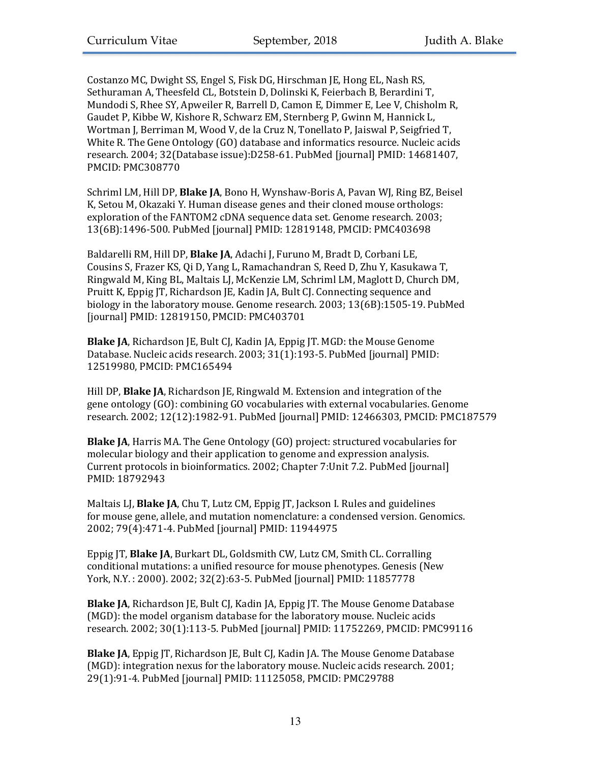Costanzo MC, Dwight SS, Engel S, Fisk DG, Hirschman JE, Hong EL, Nash RS, Sethuraman A, Theesfeld CL, Botstein D, Dolinski K, Feierbach B, Berardini T, Mundodi S, Rhee SY, Apweiler R, Barrell D, Camon E, Dimmer E, Lee V, Chisholm R, Gaudet P, Kibbe W, Kishore R, Schwarz EM, Sternberg P, Gwinn M, Hannick L, Wortman J, Berriman M, Wood V, de la Cruz N, Tonellato P, Jaiswal P, Seigfried T, White R. The Gene Ontology (GO) database and informatics resource. Nucleic acids research. 2004; 32(Database issue):D258-61. PubMed [journal] PMID: 14681407, PMCID: PMC308770

Schriml LM, Hill DP, **Blake JA**, Bono H, Wynshaw-Boris A, Pavan WJ, Ring BZ, Beisel K, Setou M, Okazaki Y. Human disease genes and their cloned mouse orthologs: exploration of the FANTOM2 cDNA sequence data set. Genome research. 2003; 13(6B):1496-500. PubMed [journal] PMID: 12819148, PMCID: PMC403698

Baldarelli RM, Hill DP, **Blake JA**, Adachi J, Furuno M, Bradt D, Corbani LE, Cousins S, Frazer KS, Qi D, Yang L, Ramachandran S, Reed D, Zhu Y, Kasukawa T, Ringwald M, King BL, Maltais LJ, McKenzie LM, Schriml LM, Maglott D, Church DM, Pruitt K, Eppig JT, Richardson JE, Kadin JA, Bult CJ. Connecting sequence and biology in the laboratory mouse. Genome research. 2003; 13(6B):1505-19. PubMed [journal] PMID: 12819150, PMCID: PMC403701

**Blake JA**, Richardson JE, Bult CJ, Kadin JA, Eppig JT. MGD: the Mouse Genome Database. Nucleic acids research. 2003; 31(1):193-5. PubMed [journal] PMID: 12519980, PMCID: PMC165494

Hill DP, **Blake JA**, Richardson JE, Ringwald M. Extension and integration of the gene ontology (GO): combining GO vocabularies with external vocabularies. Genome research. 2002; 12(12):1982-91. PubMed [journal] PMID: 12466303, PMCID: PMC187579

**Blake JA**, Harris MA. The Gene Ontology (GO) project: structured vocabularies for molecular biology and their application to genome and expression analysis. Current protocols in bioinformatics. 2002; Chapter 7:Unit 7.2. PubMed [journal] PMID: 18792943

Maltais LJ, **Blake JA**, Chu T, Lutz CM, Eppig JT, Jackson I. Rules and guidelines for mouse gene, allele, and mutation nomenclature: a condensed version. Genomics. 2002; 79(4):471-4. PubMed [journal] PMID: 11944975

Eppig JT, **Blake JA**, Burkart DL, Goldsmith CW, Lutz CM, Smith CL. Corralling conditional mutations: a unified resource for mouse phenotypes. Genesis (New York, N.Y. : 2000). 2002; 32(2):63-5. PubMed [journal] PMID: 11857778

**Blake JA**, Richardson JE, Bult CJ, Kadin JA, Eppig JT. The Mouse Genome Database (MGD): the model organism database for the laboratory mouse. Nucleic acids research. 2002; 30(1):113-5. PubMed [journal] PMID: 11752269, PMCID: PMC99116

**Blake JA**, Eppig JT, Richardson JE, Bult CJ, Kadin JA. The Mouse Genome Database (MGD): integration nexus for the laboratory mouse. Nucleic acids research. 2001; 29(1):91-4. PubMed [journal] PMID: 11125058, PMCID: PMC29788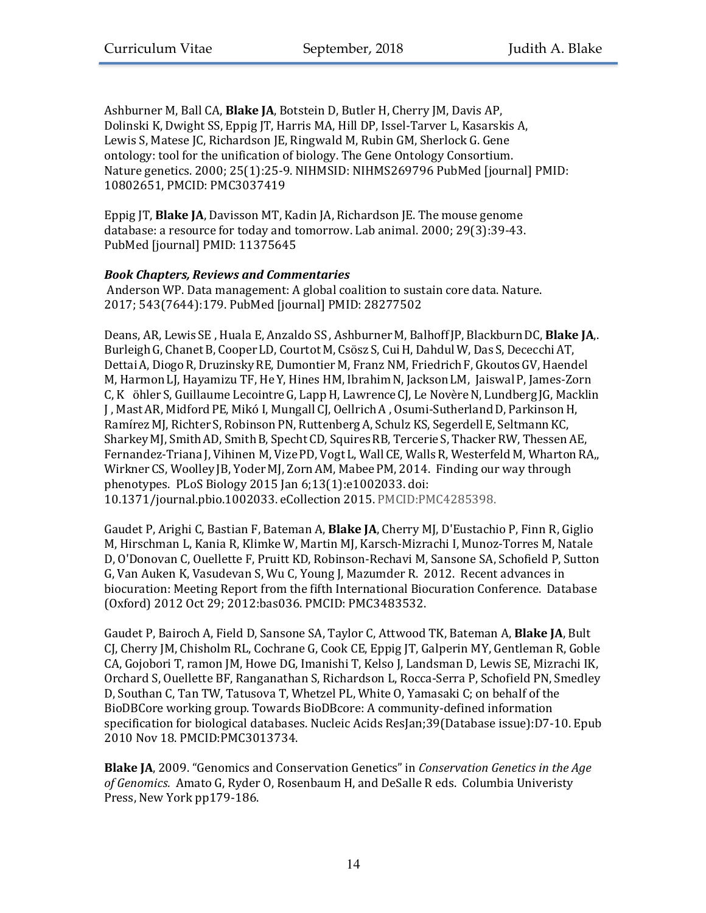Ashburner M, Ball CA, **Blake JA**, Botstein D, Butler H, Cherry JM, Davis AP, Dolinski K, Dwight SS, Eppig JT, Harris MA, Hill DP, Issel-Tarver L, Kasarskis A, Lewis S, Matese JC, Richardson JE, Ringwald M, Rubin GM, Sherlock G. Gene ontology: tool for the unification of biology. The Gene Ontology Consortium. Nature genetics. 2000; 25(1):25-9. NIHMSID: NIHMS269796 PubMed [journal] PMID: 10802651, PMCID: PMC3037419

Eppig JT, **Blake JA**, Davisson MT, Kadin JA, Richardson JE. The mouse genome database: a resource for today and tomorrow. Lab animal. 2000; 29(3):39-43. PubMed [journal] PMID: 11375645

***Book Chapters, Reviews and Commentaries***

Anderson WP. Data management: A global coalition to sustain core data. Nature. 2017; 543(7644):179. PubMed [journal] PMID: 28277502

Deans, AR, Lewis SE , Huala E, Anzaldo SS , Ashburner M, Balhoff JP, Blackburn DC, **Blake JA**,. Burleigh G, Chanet B, Cooper LD, Courtot M, Csösz S, Cui H, Dahdul W, Das S, Dececchi AT, Dettai A, Diogo R, Druzinsky RE, Dumontier M, Franz NM, Friedrich F, Gkoutos GV, Haendel M, Harmon LJ, Hayamizu TF, He Y, Hines HM, Ibrahim N, Jackson LM, Jaiswal P, James-Zorn C, K öhler S, Guillaume Lecointre G, Lapp H, Lawrence CJ, Le Novère N, Lundberg JG, Macklin J , Mast AR, Midford PE, Mikó I, Mungall CJ, Oellrich A , Osumi-Sutherland D, Parkinson H, Ramírez MJ, Richter S, Robinson PN, Ruttenberg A, Schulz KS, Segerdell E, Seltmann KC, Sharkey MJ, Smith AD, Smith B, Specht CD, Squires RB, Tercerie S, Thacker RW, Thessen AE, Fernandez-Triana J, Vihinen M, Vize PD, Vogt L, Wall CE, Walls R, Westerfeld M, Wharton RA,, Wirkner CS, Woolley JB, Yoder MJ, Zorn AM, Mabee PM, 2014. Finding our way through phenotypes. PLoS Biology 2015 Jan 6;13(1):e1002033. doi: 10.1371/journal.pbio.1002033. eCollection 2015. PMCID:PMC4285398.

Gaudet P, Arighi C, Bastian F, Bateman A, **Blake JA**, Cherry MJ, D'Eustachio P, Finn R, Giglio M, Hirschman L, Kania R, Klimke W, Martin MJ, Karsch-Mizrachi I, Munoz-Torres M, Natale D, O'Donovan C, Ouellette F, Pruitt KD, Robinson-Rechavi M, Sansone SA, Schofield P, Sutton G, Van Auken K, Vasudevan S, Wu C, Young J, Mazumder R. 2012. Recent advances in biocuration: Meeting Report from the fifth International Biocuration Conference. Database (Oxford) 2012 Oct 29; 2012:bas036. PMCID: PMC3483532.

Gaudet P, Bairoch A, Field D, Sansone SA, Taylor C, Attwood TK, Bateman A, **Blake JA**, Bult CJ, Cherry JM, Chisholm RL, Cochrane G, Cook CE, Eppig JT, Galperin MY, Gentleman R, Goble CA, Gojobori T, ramon JM, Howe DG, Imanishi T, Kelso J, Landsman D, Lewis SE, Mizrachi IK, Orchard S, Ouellette BF, Ranganathan S, Richardson L, Rocca-Serra P, Schofield PN, Smedley D, Southan C, Tan TW, Tatusova T, Whetzel PL, White O, Yamasaki C; on behalf of the BioDBCore working group. Towards BioDBcore: A community-defined information specification for biological databases. Nucleic Acids ResJan;39(Database issue):D7-10. Epub 2010 Nov 18. PMCID:PMC3013734.

**Blake JA**, 2009. "Genomics and Conservation Genetics" in *Conservation Genetics in the Age of Genomics.* Amato G, Ryder O, Rosenbaum H, and DeSalle R eds. Columbia Univeristy Press, New York pp179-186.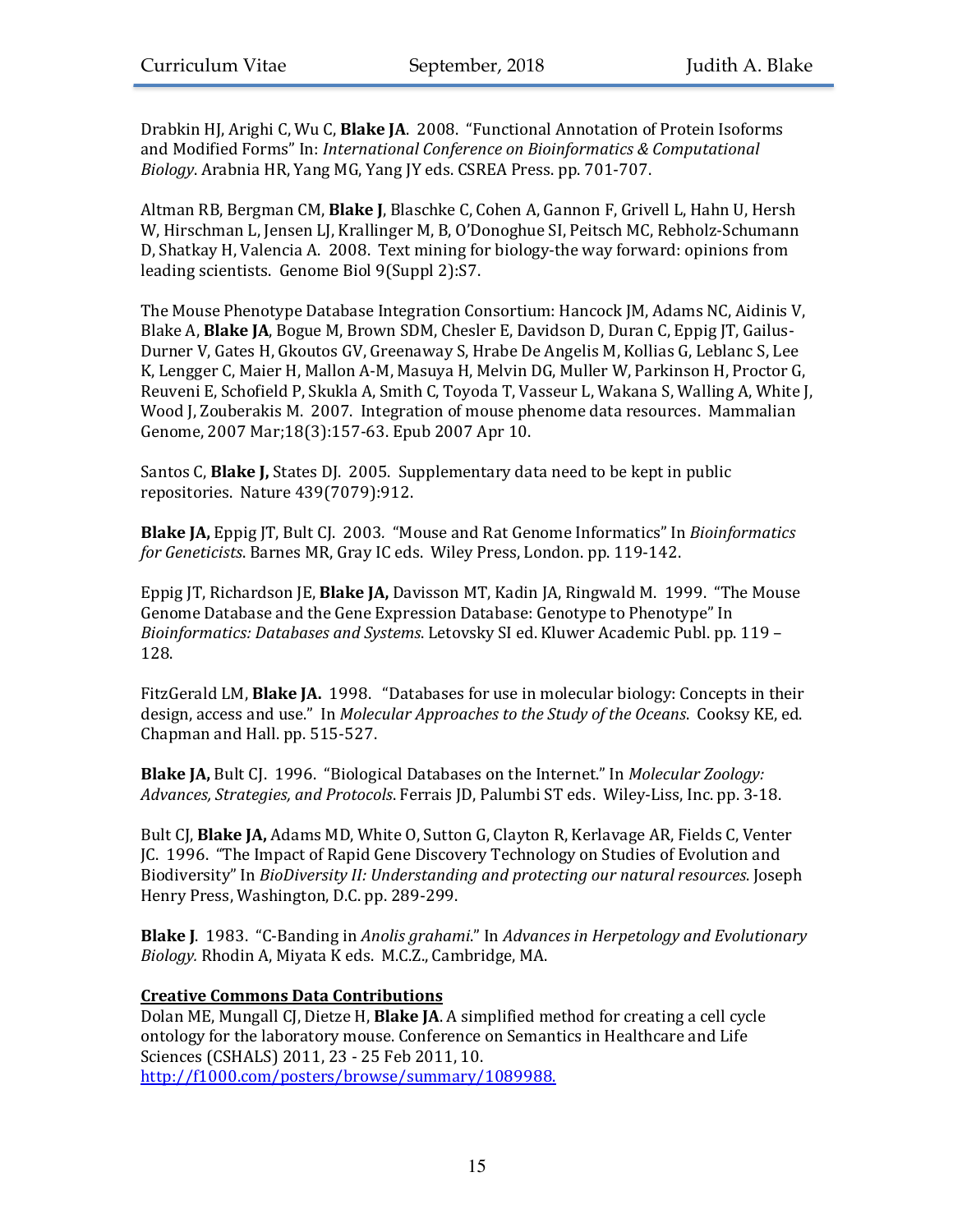Drabkin HJ, Arighi C, Wu C, **Blake JA**. 2008. "Functional Annotation of Protein Isoforms and Modified Forms" In: *International Conference on Bioinformatics & Computational Biology*. Arabnia HR, Yang MG, Yang JY eds. CSREA Press. pp. 701-707.

Altman RB, Bergman CM, **Blake J**, Blaschke C, Cohen A, Gannon F, Grivell L, Hahn U, Hersh W, Hirschman L, Jensen LJ, Krallinger M, B, O'Donoghue SI, Peitsch MC, Rebholz-Schumann D, Shatkay H, Valencia A. 2008. Text mining for biology-the way forward: opinions from leading scientists. Genome Biol 9(Suppl 2):S7.

The Mouse Phenotype Database Integration Consortium: Hancock JM, Adams NC, Aidinis V, Blake A, **Blake JA**, Bogue M, Brown SDM, Chesler E, Davidson D, Duran C, Eppig JT, Gailus-Durner V, Gates H, Gkoutos GV, Greenaway S, Hrabe De Angelis M, Kollias G, Leblanc S, Lee K, Lengger C, Maier H, Mallon A-M, Masuya H, Melvin DG, Muller W, Parkinson H, Proctor G, Reuveni E, Schofield P, Skukla A, Smith C, Toyoda T, Vasseur L, Wakana S, Walling A, White J, Wood J, Zouberakis M. 2007. Integration of mouse phenome data resources. Mammalian Genome, 2007 Mar;18(3):157-63. Epub 2007 Apr 10.

Santos C, **Blake J,** States DJ. 2005. Supplementary data need to be kept in public repositories. Nature 439(7079):912.

**Blake JA,** Eppig JT, Bult CJ. 2003. "Mouse and Rat Genome Informatics" In *Bioinformatics for Geneticists*. Barnes MR, Gray IC eds. Wiley Press, London. pp. 119-142.

Eppig JT, Richardson JE, **Blake JA,** Davisson MT, Kadin JA, Ringwald M. 1999. "The Mouse Genome Database and the Gene Expression Database: Genotype to Phenotype" In *Bioinformatics: Databases and Systems*. Letovsky SI ed. Kluwer Academic Publ. pp. 119 – 128.

FitzGerald LM, **Blake JA.** 1998. "Databases for use in molecular biology: Concepts in their design, access and use." In *Molecular Approaches to the Study of the Oceans*. Cooksy KE, ed. Chapman and Hall. pp. 515-527.

**Blake JA,** Bult CJ. 1996. "Biological Databases on the Internet." In *Molecular Zoology: Advances, Strategies, and Protocols*. Ferrais JD, Palumbi ST eds. Wiley-Liss, Inc. pp. 3-18.

Bult CJ, **Blake JA,** Adams MD, White O, Sutton G, Clayton R, Kerlavage AR, Fields C, Venter JC. 1996. "The Impact of Rapid Gene Discovery Technology on Studies of Evolution and Biodiversity" In *BioDiversity II: Understanding and protecting our natural resources*. Joseph Henry Press, Washington, D.C. pp. 289-299.

**Blake J**. 1983. "C-Banding in *Anolis grahami*." In *Advances in Herpetology and Evolutionary Biology.* Rhodin A, Miyata K eds. M.C.Z., Cambridge, MA.

**Creative Commons Data Contributions**

Dolan ME, Mungall CJ, Dietze H, **Blake JA**. A simplified method for creating a cell cycle ontology for the laboratory mouse. Conference on Semantics in Healthcare and Life Sciences (CSHALS) 2011, 23 - 25 Feb 2011, 10. http://f1000.com/posters/browse/summary/1089988.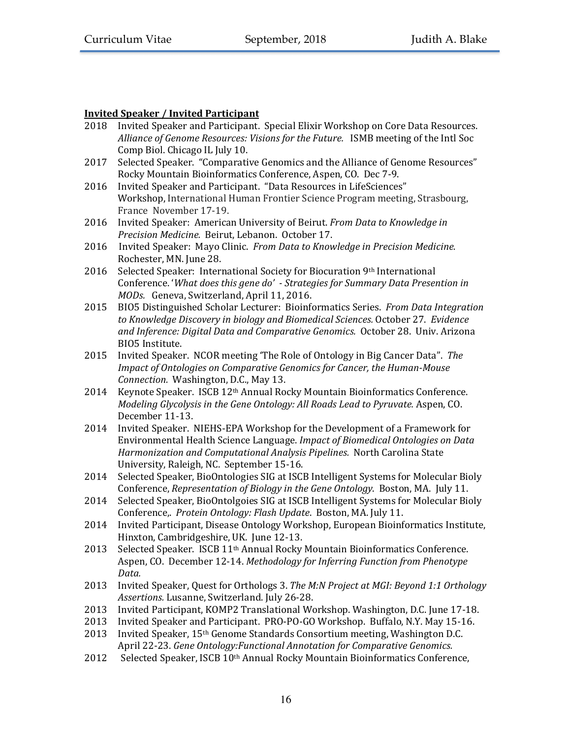**Invited Speaker / Invited Participant**

2018 Invited Speaker and Participant. Special Elixir Workshop on Core Data Resources. *Alliance of Genome Resources: Visions for the Future.* ISMB meeting of the Intl Soc Comp Biol. Chicago IL July 10.

2017 Selected Speaker. "Comparative Genomics and the Alliance of Genome Resources" Rocky Mountain Bioinformatics Conference, Aspen, CO. Dec 7-9.

2016 Invited Speaker and Participant. "Data Resources in LifeSciences" Workshop, International Human Frontier Science Program meeting, Strasbourg, France November 17-19.

2016 Invited Speaker: American University of Beirut. *From Data to Knowledge in Precision Medicine.* Beirut, Lebanon. October 17.

2016 Invited Speaker: Mayo Clinic. *From Data to Knowledge in Precision Medicine.* Rochester, MN. June 28.

2016 Selected Speaker: International Society for Biocuration 9th International Conference. '*What does this gene do' - Strategies for Summary Data Presention in MODs.* Geneva, Switzerland, April 11, 2016.

2015 BIO5 Distinguished Scholar Lecturer: Bioinformatics Series. *From Data Integration to Knowledge Discovery in biology and Biomedical Sciences.* October 27. *Evidence and Inference: Digital Data and Comparative Genomics.* October 28. Univ. Arizona BIO5 Institute.

2015 Invited Speaker. NCOR meeting 'The Role of Ontology in Big Cancer Data". *The Impact of Ontologies on Comparative Genomics for Cancer, the Human-Mouse Connection.* Washington, D.C., May 13.

2014 Keynote Speaker. ISCB 12th Annual Rocky Mountain Bioinformatics Conference. *Modeling Glycolysis in the Gene Ontology: All Roads Lead to Pyruvate.* Aspen, CO. December 11-13.

2014 Invited Speaker. NIEHS-EPA Workshop for the Development of a Framework for Environmental Health Science Language. *Impact of Biomedical Ontologies on Data Harmonization and Computational Analysis Pipelines.* North Carolina State University, Raleigh, NC. September 15-16.

2014 Selected Speaker, BioOntologies SIG at ISCB Intelligent Systems for Molecular Bioly Conference, *Representation of Biology in the Gene Ontology*. Boston, MA. July 11.

2014 Selected Speaker, BioOntolgoies SIG at ISCB Intelligent Systems for Molecular Bioly Conference,. *Protein Ontology: Flash Update*. Boston, MA. July 11.

2014 Invited Participant, Disease Ontology Workshop, European Bioinformatics Institute, Hinxton, Cambridgeshire, UK. June 12-13.

2013 Selected Speaker. ISCB 11th Annual Rocky Mountain Bioinformatics Conference. Aspen, CO. December 12-14. *Methodology for Inferring Function from Phenotype Data.*

2013 Invited Speaker, Quest for Orthologs 3. *The M:N Project at MGI: Beyond 1:1 Orthology Assertions.* Lusanne, Switzerland. July 26-28.

2013 Invited Participant, KOMP2 Translational Workshop. Washington, D.C. June 17-18.

2013 Invited Speaker and Participant. PRO-PO-GO Workshop. Buffalo, N.Y. May 15-16.

2013 Invited Speaker, 15th Genome Standards Consortium meeting, Washington D.C. April 22-23. *Gene Ontology:Functional Annotation for Comparative Genomics.*

2012 Selected Speaker, ISCB 10th Annual Rocky Mountain Bioinformatics Conference,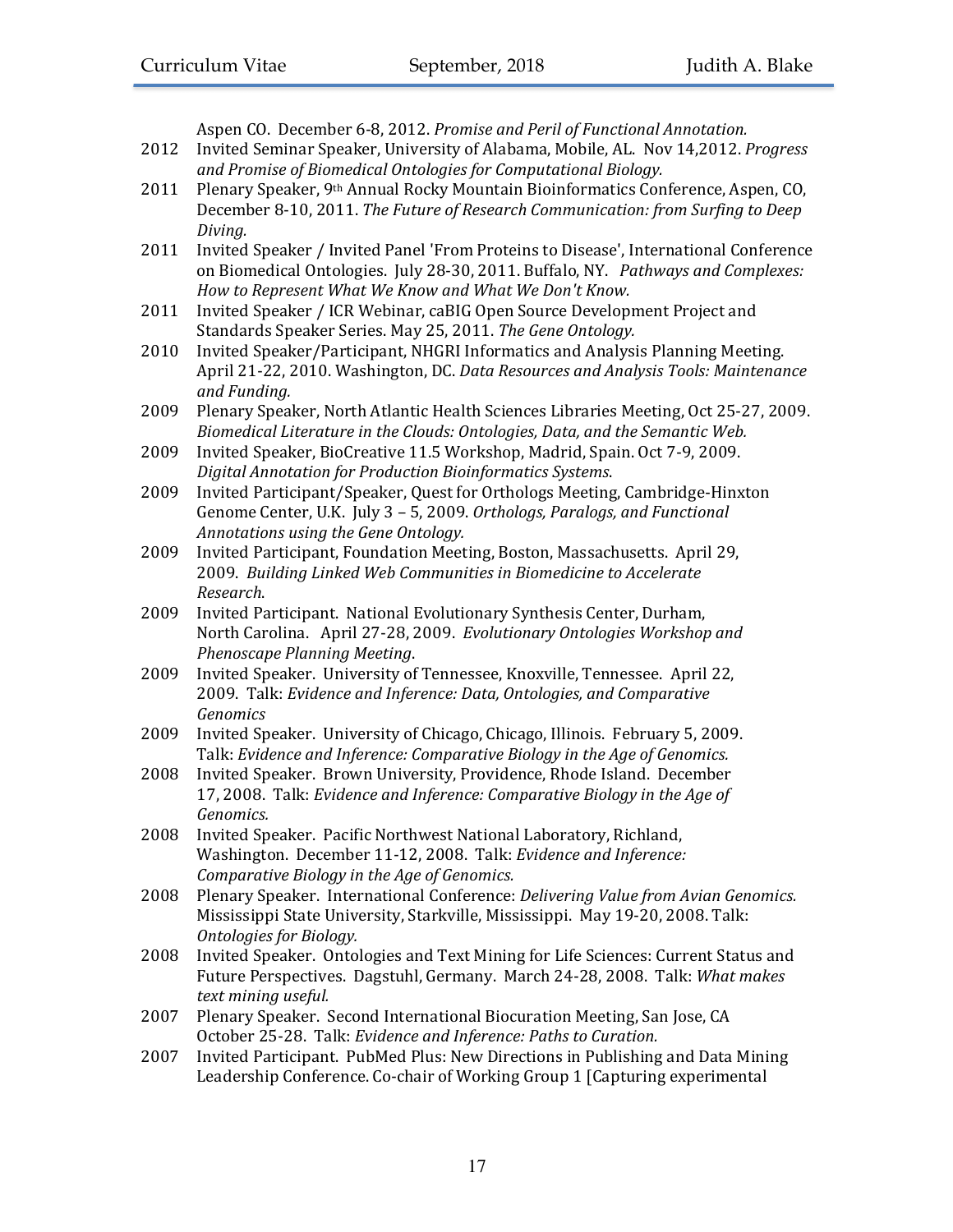Aspen CO. December 6-8, 2012. *Promise and Peril of Functional Annotation.*

2012 Invited Seminar Speaker, University of Alabama, Mobile, AL. Nov 14,2012. *Progress and Promise of Biomedical Ontologies for Computational Biology.*

2011 Plenary Speaker, 9th Annual Rocky Mountain Bioinformatics Conference, Aspen, CO, December 8-10, 2011. *The Future of Research Communication: from Surfing to Deep Diving.*

2011 Invited Speaker / Invited Panel 'From Proteins to Disease', International Conference on Biomedical Ontologies. July 28-30, 2011. Buffalo, NY. *Pathways and Complexes: How to Represent What We Know and What We Don't Know.*

2011 Invited Speaker / ICR Webinar, caBIG Open Source Development Project and Standards Speaker Series. May 25, 2011. *The Gene Ontology.*

2010 Invited Speaker/Participant, NHGRI Informatics and Analysis Planning Meeting. April 21-22, 2010. Washington, DC. *Data Resources and Analysis Tools: Maintenance and Funding.*

2009 Plenary Speaker, North Atlantic Health Sciences Libraries Meeting, Oct 25-27, 2009. *Biomedical Literature in the Clouds: Ontologies, Data, and the Semantic Web.*

2009 Invited Speaker, BioCreative 11.5 Workshop, Madrid, Spain. Oct 7-9, 2009. *Digital Annotation for Production Bioinformatics Systems*.

2009 Invited Participant/Speaker, Quest for Orthologs Meeting, Cambridge-Hinxton Genome Center, U.K. July 3 – 5, 2009. *Orthologs, Paralogs, and Functional Annotations using the Gene Ontology.*

2009 Invited Participant, Foundation Meeting, Boston, Massachusetts. April 29, 2009. *Building Linked Web Communities in Biomedicine to Accelerate Research*.

2009 Invited Participant. National Evolutionary Synthesis Center, Durham, North Carolina. April 27-28, 2009. *Evolutionary Ontologies Workshop and Phenoscape Planning Meeting*.

2009 Invited Speaker. University of Tennessee, Knoxville, Tennessee. April 22, 2009. Talk: *Evidence and Inference: Data, Ontologies, and Comparative Genomics*

2009 Invited Speaker. University of Chicago, Chicago, Illinois. February 5, 2009. Talk: *Evidence and Inference: Comparative Biology in the Age of Genomics.*

2008 Invited Speaker. Brown University, Providence, Rhode Island. December 17, 2008. Talk: *Evidence and Inference: Comparative Biology in the Age of Genomics.*

2008 Invited Speaker. Pacific Northwest National Laboratory, Richland, Washington. December 11-12, 2008. Talk: *Evidence and Inference: Comparative Biology in the Age of Genomics.*

2008 Plenary Speaker. International Conference: *Delivering Value from Avian Genomics.* Mississippi State University, Starkville, Mississippi. May 19-20, 2008. Talk: *Ontologies for Biology.*

2008 Invited Speaker. Ontologies and Text Mining for Life Sciences: Current Status and Future Perspectives. Dagstuhl, Germany. March 24-28, 2008. Talk: *What makes text mining useful.*

2007 Plenary Speaker. Second International Biocuration Meeting, San Jose, CA October 25-28. Talk: *Evidence and Inference: Paths to Curation.*

2007 Invited Participant. PubMed Plus: New Directions in Publishing and Data Mining Leadership Conference. Co-chair of Working Group 1 [Capturing experimental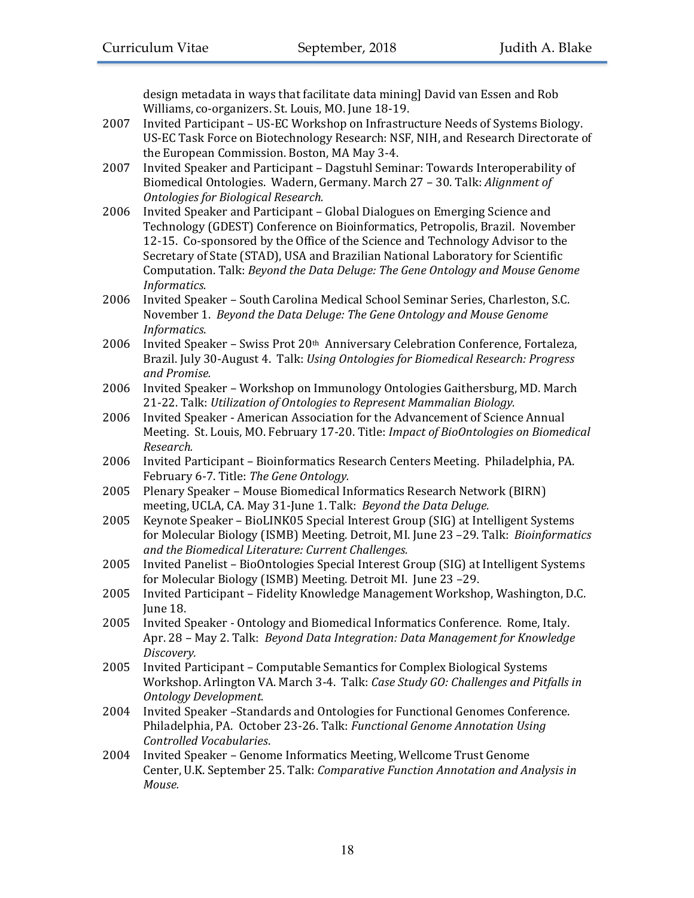design metadata in ways that facilitate data mining] David van Essen and Rob Williams, co-organizers. St. Louis, MO. June 18-19.

2007 Invited Participant – US-EC Workshop on Infrastructure Needs of Systems Biology. US-EC Task Force on Biotechnology Research: NSF, NIH, and Research Directorate of the European Commission. Boston, MA May 3-4.

2007 Invited Speaker and Participant – Dagstuhl Seminar: Towards Interoperability of Biomedical Ontologies. Wadern, Germany. March 27 – 30. Talk: *Alignment of Ontologies for Biological Research.*

2006 Invited Speaker and Participant – Global Dialogues on Emerging Science and Technology (GDEST) Conference on Bioinformatics, Petropolis, Brazil. November 12-15. Co-sponsored by the Office of the Science and Technology Advisor to the Secretary of State (STAD), USA and Brazilian National Laboratory for Scientific Computation. Talk: *Beyond the Data Deluge: The Gene Ontology and Mouse Genome Informatics.*

2006 Invited Speaker – South Carolina Medical School Seminar Series, Charleston, S.C. November 1. *Beyond the Data Deluge: The Gene Ontology and Mouse Genome Informatics*.

2006 Invited Speaker – Swiss Prot 20th Anniversary Celebration Conference, Fortaleza, Brazil. July 30-August 4. Talk: *Using Ontologies for Biomedical Research: Progress and Promise.*

2006 Invited Speaker – Workshop on Immunology Ontologies Gaithersburg, MD. March 21-22. Talk: *Utilization of Ontologies to Represent Mammalian Biology.*

2006 Invited Speaker - American Association for the Advancement of Science Annual Meeting. St. Louis, MO. February 17-20. Title: *Impact of BioOntologies on Biomedical Research.*

2006 Invited Participant – Bioinformatics Research Centers Meeting. Philadelphia, PA. February 6-7. Title: *The Gene Ontology.*

2005 Plenary Speaker – Mouse Biomedical Informatics Research Network (BIRN) meeting, UCLA, CA. May 31-June 1. Talk: *Beyond the Data Deluge.*

2005 Keynote Speaker – BioLINK05 Special Interest Group (SIG) at Intelligent Systems for Molecular Biology (ISMB) Meeting. Detroit, MI. June 23 –29. Talk: *Bioinformatics and the Biomedical Literature: Current Challenges.*

2005 Invited Panelist – BioOntologies Special Interest Group (SIG) at Intelligent Systems for Molecular Biology (ISMB) Meeting. Detroit MI. June 23 –29.

2005 Invited Participant – Fidelity Knowledge Management Workshop, Washington, D.C. June 18.

2005 Invited Speaker - Ontology and Biomedical Informatics Conference. Rome, Italy. Apr. 28 – May 2. Talk: *Beyond Data Integration: Data Management for Knowledge Discovery.*

2005 Invited Participant – Computable Semantics for Complex Biological Systems Workshop. Arlington VA. March 3-4. Talk: *Case Study GO: Challenges and Pitfalls in Ontology Development.*

2004 Invited Speaker –Standards and Ontologies for Functional Genomes Conference. Philadelphia, PA. October 23-26. Talk: *Functional Genome Annotation Using Controlled Vocabularies*.

2004 Invited Speaker – Genome Informatics Meeting, Wellcome Trust Genome Center, U.K. September 25. Talk: *Comparative Function Annotation and Analysis in Mouse.*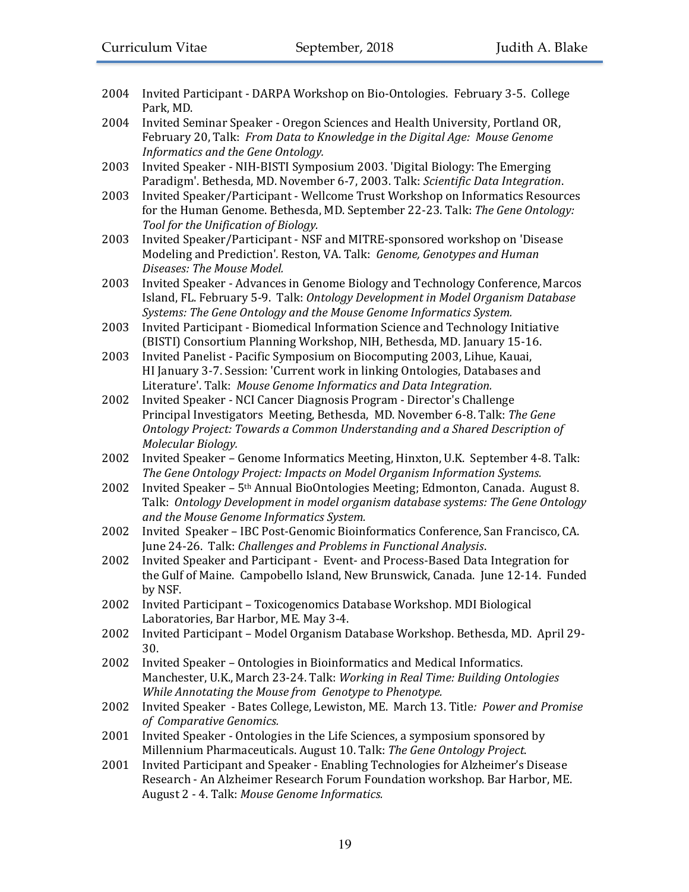2004 Invited Participant - DARPA Workshop on Bio-Ontologies. February 3-5. College Park, MD.

2004 Invited Seminar Speaker - Oregon Sciences and Health University, Portland OR, February 20, Talk: *From Data to Knowledge in the Digital Age: Mouse Genome Informatics and the Gene Ontology.*

2003 Invited Speaker - NIH-BISTI Symposium 2003. 'Digital Biology: The Emerging Paradigm'. Bethesda, MD. November 6-7, 2003. Talk: *Scientific Data Integration*.

2003 Invited Speaker/Participant - Wellcome Trust Workshop on Informatics Resources for the Human Genome. Bethesda, MD. September 22-23. Talk: *The Gene Ontology: Tool for the Unification of Biology.*

2003 Invited Speaker/Participant - NSF and MITRE-sponsored workshop on 'Disease Modeling and Prediction'. Reston, VA. Talk: *Genome, Genotypes and Human Diseases: The Mouse Model.*

2003 Invited Speaker - Advances in Genome Biology and Technology Conference, Marcos Island, FL. February 5-9. Talk: *Ontology Development in Model Organism Database Systems: The Gene Ontology and the Mouse Genome Informatics System.*

2003 Invited Participant - Biomedical Information Science and Technology Initiative (BISTI) Consortium Planning Workshop, NIH, Bethesda, MD. January 15-16.

2003 Invited Panelist - Pacific Symposium on Biocomputing 2003, Lihue, Kauai, HI January 3-7. Session: 'Current work in linking Ontologies, Databases and Literature'. Talk: *Mouse Genome Informatics and Data Integration.*

2002 Invited Speaker - NCI Cancer Diagnosis Program - Director's Challenge Principal Investigators Meeting, Bethesda, MD. November 6-8. Talk: *The Gene Ontology Project: Towards a Common Understanding and a Shared Description of Molecular Biology.*

2002 Invited Speaker – Genome Informatics Meeting, Hinxton, U.K. September 4-8. Talk: *The Gene Ontology Project: Impacts on Model Organism Information Systems.*

2002 Invited Speaker – 5th Annual BioOntologies Meeting; Edmonton, Canada. August 8. Talk: *Ontology Development in model organism database systems: The Gene Ontology and the Mouse Genome Informatics System.*

2002 Invited Speaker – IBC Post-Genomic Bioinformatics Conference, San Francisco, CA. June 24-26. Talk: *Challenges and Problems in Functional Analysis*.

2002 Invited Speaker and Participant - Event- and Process-Based Data Integration for the Gulf of Maine. Campobello Island, New Brunswick, Canada. June 12-14. Funded by NSF.

2002 Invited Participant – Toxicogenomics Database Workshop. MDI Biological Laboratories, Bar Harbor, ME. May 3-4.

2002 Invited Participant – Model Organism Database Workshop. Bethesda, MD. April 29-30.

2002 Invited Speaker – Ontologies in Bioinformatics and Medical Informatics. Manchester, U.K., March 23-24. Talk: *Working in Real Time: Building Ontologies While Annotating the Mouse from Genotype to Phenotype.*

2002 Invited Speaker - Bates College, Lewiston, ME. March 13. Title: *Power and Promise of Comparative Genomics.*

2001 Invited Speaker - Ontologies in the Life Sciences, a symposium sponsored by Millennium Pharmaceuticals. August 10. Talk: *The Gene Ontology Project*.

2001 Invited Participant and Speaker - Enabling Technologies for Alzheimer's Disease Research - An Alzheimer Research Forum Foundation workshop. Bar Harbor, ME. August 2 - 4. Talk: *Mouse Genome Informatics.*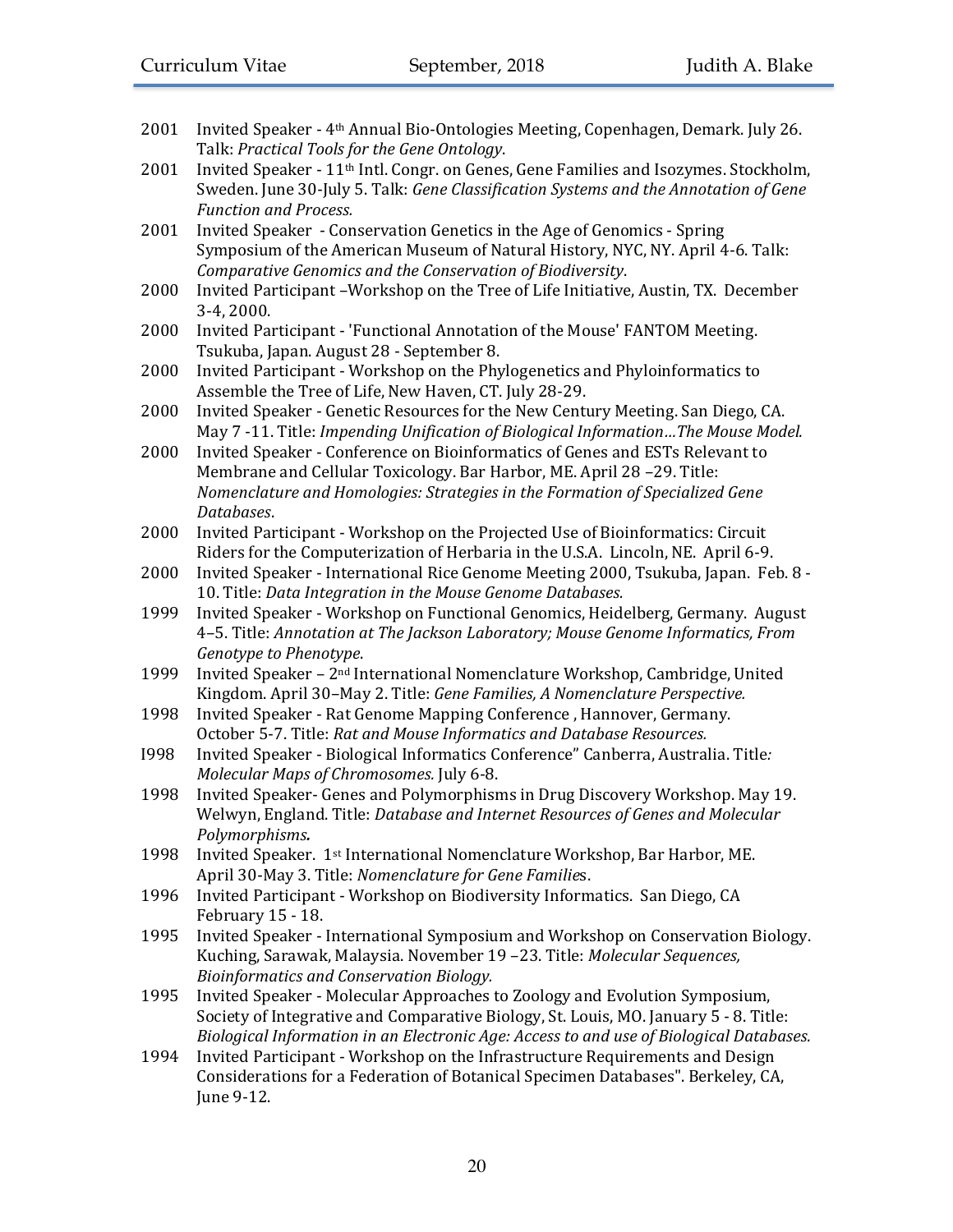2001 Invited Speaker - 4th Annual Bio-Ontologies Meeting, Copenhagen, Demark. July 26. Talk: *Practical Tools for the Gene Ontology*.

2001 Invited Speaker - 11th Intl. Congr. on Genes, Gene Families and Isozymes. Stockholm, Sweden. June 30-July 5. Talk: *Gene Classification Systems and the Annotation of Gene Function and Process.*

2001 Invited Speaker - Conservation Genetics in the Age of Genomics - Spring Symposium of the American Museum of Natural History, NYC, NY. April 4-6. Talk: *Comparative Genomics and the Conservation of Biodiversity*.

2000 Invited Participant –Workshop on the Tree of Life Initiative, Austin, TX. December 3-4, 2000.

2000 Invited Participant - 'Functional Annotation of the Mouse' FANTOM Meeting. Tsukuba, Japan. August 28 - September 8.

2000 Invited Participant - Workshop on the Phylogenetics and Phyloinformatics to Assemble the Tree of Life, New Haven, CT. July 28-29.

2000 Invited Speaker - Genetic Resources for the New Century Meeting. San Diego, CA. May 7 -11. Title: *Impending Unification of Biological Information…The Mouse Model.*

2000 Invited Speaker - Conference on Bioinformatics of Genes and ESTs Relevant to Membrane and Cellular Toxicology. Bar Harbor, ME. April 28 –29. Title: *Nomenclature and Homologies: Strategies in the Formation of Specialized Gene Databases*.

2000 Invited Participant - Workshop on the Projected Use of Bioinformatics: Circuit Riders for the Computerization of Herbaria in the U.S.A. Lincoln, NE. April 6-9.

2000 Invited Speaker - International Rice Genome Meeting 2000, Tsukuba, Japan. Feb. 8 - 10. Title: *Data Integration in the Mouse Genome Databases.*

1999 Invited Speaker - Workshop on Functional Genomics, Heidelberg, Germany. August 4–5. Title: *Annotation at The Jackson Laboratory; Mouse Genome Informatics, From Genotype to Phenotype*.

1999 Invited Speaker – 2nd International Nomenclature Workshop, Cambridge, United Kingdom. April 30–May 2. Title: *Gene Families, A Nomenclature Perspective.*

1998 Invited Speaker - Rat Genome Mapping Conference , Hannover, Germany. October 5-7. Title: *Rat and Mouse Informatics and Database Resources.*

I998 Invited Speaker - Biological Informatics Conference" Canberra, Australia. Title*: Molecular Maps of Chromosomes.* July 6-8.

1998 Invited Speaker- Genes and Polymorphisms in Drug Discovery Workshop. May 19. Welwyn, England. Title: *Database and Internet Resources of Genes and Molecular Polymorphisms.*

1998 Invited Speaker. 1st International Nomenclature Workshop, Bar Harbor, ME. April 30-May 3. Title: *Nomenclature for Gene Families*.

1996 Invited Participant - Workshop on Biodiversity Informatics. San Diego, CA February 15 - 18.

1995 Invited Speaker - International Symposium and Workshop on Conservation Biology. Kuching, Sarawak, Malaysia. November 19 –23. Title: *Molecular Sequences, Bioinformatics and Conservation Biology.*

1995 Invited Speaker - Molecular Approaches to Zoology and Evolution Symposium, Society of Integrative and Comparative Biology, St. Louis, MO. January 5 - 8. Title: *Biological Information in an Electronic Age: Access to and use of Biological Databases.*

1994 Invited Participant - Workshop on the Infrastructure Requirements and Design Considerations for a Federation of Botanical Specimen Databases". Berkeley, CA, June 9-12.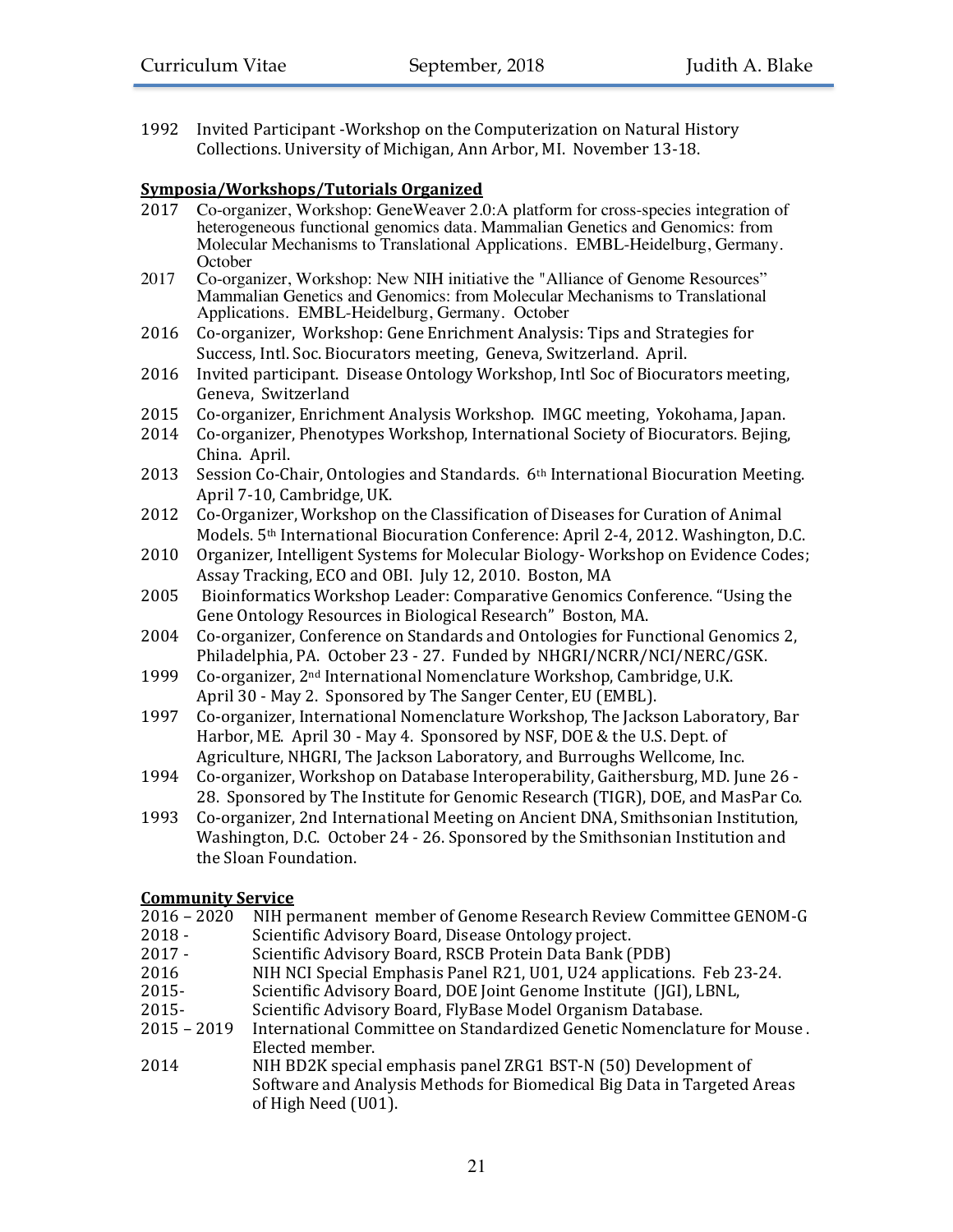1992 Invited Participant -Workshop on the Computerization on Natural History Collections. University of Michigan, Ann Arbor, MI. November 13-18.

**Symposia/Workshops/Tutorials Organized**

2017 Co-organizer, Workshop: GeneWeaver 2.0:A platform for cross-species integration of heterogeneous functional genomics data. Mammalian Genetics and Genomics: from Molecular Mechanisms to Translational Applications. EMBL-Heidelburg, Germany. October

2017 Co-organizer, Workshop: New NIH initiative the "Alliance of Genome Resources" Mammalian Genetics and Genomics: from Molecular Mechanisms to Translational Applications. EMBL-Heidelburg, Germany. October

2016 Co-organizer, Workshop: Gene Enrichment Analysis: Tips and Strategies for Success, Intl. Soc. Biocurators meeting, Geneva, Switzerland. April.

2016 Invited participant. Disease Ontology Workshop, Intl Soc of Biocurators meeting, Geneva, Switzerland

2015 Co-organizer, Enrichment Analysis Workshop. IMGC meeting, Yokohama, Japan.

2014 Co-organizer, Phenotypes Workshop, International Society of Biocurators. Bejing, China. April.

2013 Session Co-Chair, Ontologies and Standards. 6th International Biocuration Meeting. April 7-10, Cambridge, UK.

2012 Co-Organizer, Workshop on the Classification of Diseases for Curation of Animal Models. 5th International Biocuration Conference: April 2-4, 2012. Washington, D.C.

2010 Organizer, Intelligent Systems for Molecular Biology- Workshop on Evidence Codes; Assay Tracking, ECO and OBI. July 12, 2010. Boston, MA

2005 Bioinformatics Workshop Leader: Comparative Genomics Conference. "Using the Gene Ontology Resources in Biological Research" Boston, MA.

2004 Co-organizer, Conference on Standards and Ontologies for Functional Genomics 2, Philadelphia, PA. October 23 - 27. Funded by NHGRI/NCRR/NCI/NERC/GSK.

1999 Co-organizer, 2nd International Nomenclature Workshop, Cambridge, U.K. April 30 - May 2. Sponsored by The Sanger Center, EU (EMBL).

1997 Co-organizer, International Nomenclature Workshop, The Jackson Laboratory, Bar Harbor, ME. April 30 - May 4. Sponsored by NSF, DOE & the U.S. Dept. of Agriculture, NHGRI, The Jackson Laboratory, and Burroughs Wellcome, Inc.

1994 Co-organizer, Workshop on Database Interoperability, Gaithersburg, MD. June 26 - 28. Sponsored by The Institute for Genomic Research (TIGR), DOE, and MasPar Co.

1993 Co-organizer, 2nd International Meeting on Ancient DNA, Smithsonian Institution, Washington, D.C. October 24 - 26. Sponsored by the Smithsonian Institution and the Sloan Foundation.

**Community Service**

2016 – 2020 NIH permanent member of Genome Research Review Committee GENOM-G

2018 - Scientific Advisory Board, Disease Ontology project.

2017 - Scientific Advisory Board, RSCB Protein Data Bank (PDB)

2016 NIH NCI Special Emphasis Panel R21, U01, U24 applications. Feb 23-24.

2015- Scientific Advisory Board, DOE Joint Genome Institute (JGI), LBNL,

2015- Scientific Advisory Board, FlyBase Model Organism Database.

2015 – 2019 International Committee on Standardized Genetic Nomenclature for Mouse . Elected member.

2014 NIH BD2K special emphasis panel ZRG1 BST-N (50) Development of Software and Analysis Methods for Biomedical Big Data in Targeted Areas of High Need (U01).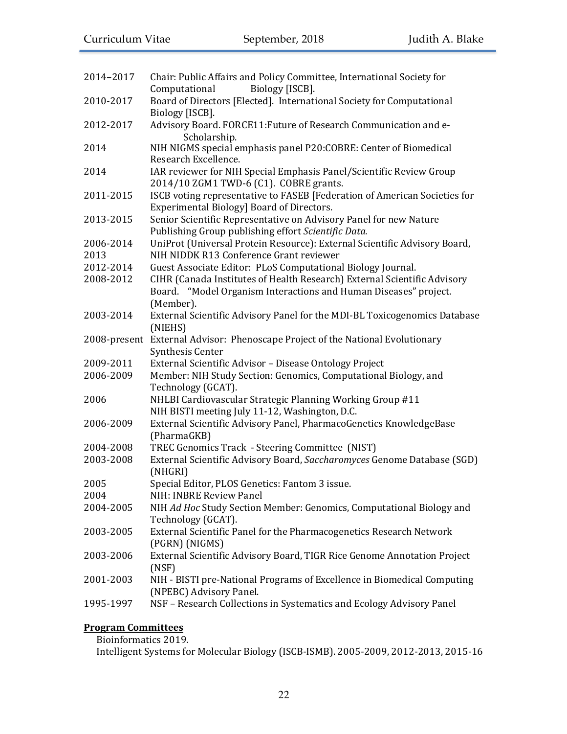| | |
|---|---|
| 2014–2017 | Chair: Public Affairs and Policy Committee, International Society for Computational Biology [ISCB]. |
| 2010-2017 | Board of Directors [Elected]. International Society for Computational Biology [ISCB]. |
| 2012-2017 | Advisory Board. FORCE11:Future of Research Communication and e-Scholarship. |
| 2014 | NIH NIGMS special emphasis panel P20:COBRE: Center of Biomedical Research Excellence. |
| 2014 | IAR reviewer for NIH Special Emphasis Panel/Scientific Review Group 2014/10 ZGM1 TWD-6 (C1). COBRE grants. |
| 2011-2015 | ISCB voting representative to FASEB [Federation of American Societies for Experimental Biology] Board of Directors. |
| 2013-2015 | Senior Scientific Representative on Advisory Panel for new Nature Publishing Group publishing effort *Scientific Data.* |
| 2006-2014 | UniProt (Universal Protein Resource): External Scientific Advisory Board, |
| 2013 | NIH NIDDK R13 Conference Grant reviewer |
| 2012-2014 | Guest Associate Editor: PLoS Computational Biology Journal. |
| 2008-2012 | CIHR (Canada Institutes of Health Research) External Scientific Advisory Board. "Model Organism Interactions and Human Diseases" project. (Member). |
| 2003-2014 | External Scientific Advisory Panel for the MDI-BL Toxicogenomics Database (NIEHS) |
| 2008-present | External Advisor: Phenoscape Project of the National Evolutionary Synthesis Center |
| 2009-2011 | External Scientific Advisor – Disease Ontology Project |
| 2006-2009 | Member: NIH Study Section: Genomics, Computational Biology, and Technology (GCAT). |
| 2006 | NHLBI Cardiovascular Strategic Planning Working Group #11<br>NIH BISTI meeting July 11-12, Washington, D.C. |
| 2006-2009 | External Scientific Advisory Panel, PharmacoGenetics KnowledgeBase (PharmaGKB) |
| 2004-2008 | TREC Genomics Track - Steering Committee (NIST) |
| 2003-2008 | External Scientific Advisory Board, *Saccharomyces* Genome Database (SGD) (NHGRI) |
| 2005 | Special Editor, PLOS Genetics: Fantom 3 issue. |
| 2004 | NIH: INBRE Review Panel |
| 2004-2005 | NIH *Ad Hoc* Study Section Member: Genomics, Computational Biology and Technology (GCAT). |
| 2003-2005 | External Scientific Panel for the Pharmacogenetics Research Network (PGRN) (NIGMS) |
| 2003-2006 | External Scientific Advisory Board, TIGR Rice Genome Annotation Project (NSF) |
| 2001-2003 | NIH - BISTI pre-National Programs of Excellence in Biomedical Computing (NPEBC) Advisory Panel. |
| 1995-1997 | NSF – Research Collections in Systematics and Ecology Advisory Panel |

**Program Committees**

Bioinformatics 2019.

Intelligent Systems for Molecular Biology (ISCB-ISMB). 2005-2009, 2012-2013, 2015-16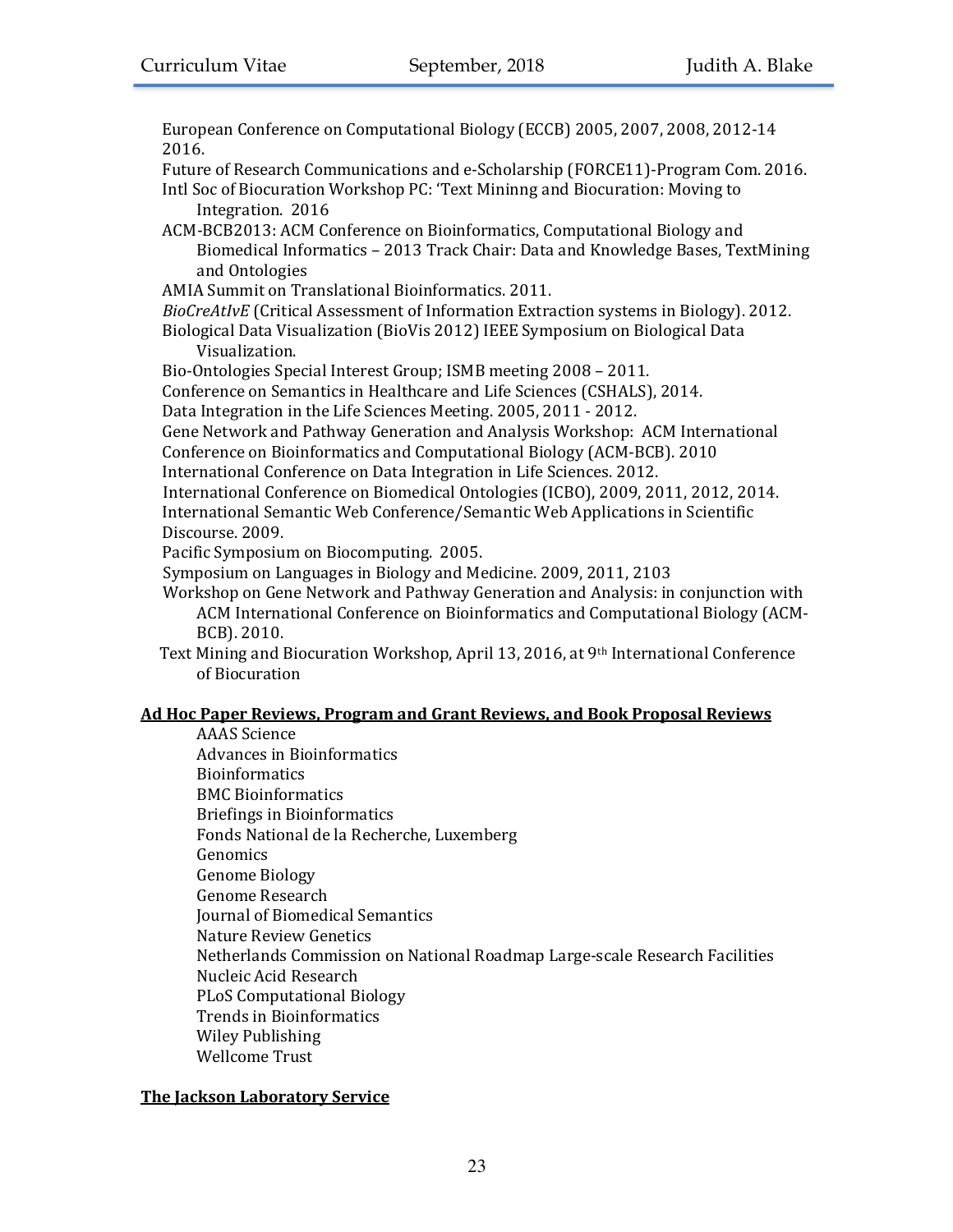European Conference on Computational Biology (ECCB) 2005, 2007, 2008, 2012-14 2016.

Future of Research Communications and e-Scholarship (FORCE11)-Program Com. 2016.

Intl Soc of Biocuration Workshop PC: 'Text Mininng and Biocuration: Moving to Integration. 2016

ACM-BCB2013: ACM Conference on Bioinformatics, Computational Biology and Biomedical Informatics – 2013 Track Chair: Data and Knowledge Bases, TextMining and Ontologies

AMIA Summit on Translational Bioinformatics. 2011.

*BioCreAtIvE* (Critical Assessment of Information Extraction systems in Biology). 2012.

Biological Data Visualization (BioVis 2012) IEEE Symposium on Biological Data Visualization.

Bio-Ontologies Special Interest Group; ISMB meeting 2008 – 2011.

Conference on Semantics in Healthcare and Life Sciences (CSHALS), 2014.

Data Integration in the Life Sciences Meeting. 2005, 2011 - 2012.

Gene Network and Pathway Generation and Analysis Workshop: ACM International Conference on Bioinformatics and Computational Biology (ACM-BCB). 2010

International Conference on Data Integration in Life Sciences. 2012.

International Conference on Biomedical Ontologies (ICBO), 2009, 2011, 2012, 2014.

International Semantic Web Conference/Semantic Web Applications in Scientific Discourse. 2009.

Pacific Symposium on Biocomputing. 2005.

Symposium on Languages in Biology and Medicine. 2009, 2011, 2103

Workshop on Gene Network and Pathway Generation and Analysis: in conjunction with ACM International Conference on Bioinformatics and Computational Biology (ACM-BCB). 2010.

Text Mining and Biocuration Workshop, April 13, 2016, at 9th International Conference of Biocuration

**Ad Hoc Paper Reviews, Program and Grant Reviews, and Book Proposal Reviews**

AAAS Science
Advances in Bioinformatics
Bioinformatics
BMC Bioinformatics
Briefings in Bioinformatics
Fonds National de la Recherche, Luxemberg
Genomics
Genome Biology
Genome Research
Journal of Biomedical Semantics
Nature Review Genetics
Netherlands Commission on National Roadmap Large-scale Research Facilities
Nucleic Acid Research
PLoS Computational Biology
Trends in Bioinformatics
Wiley Publishing
Wellcome Trust

**The Jackson Laboratory Service**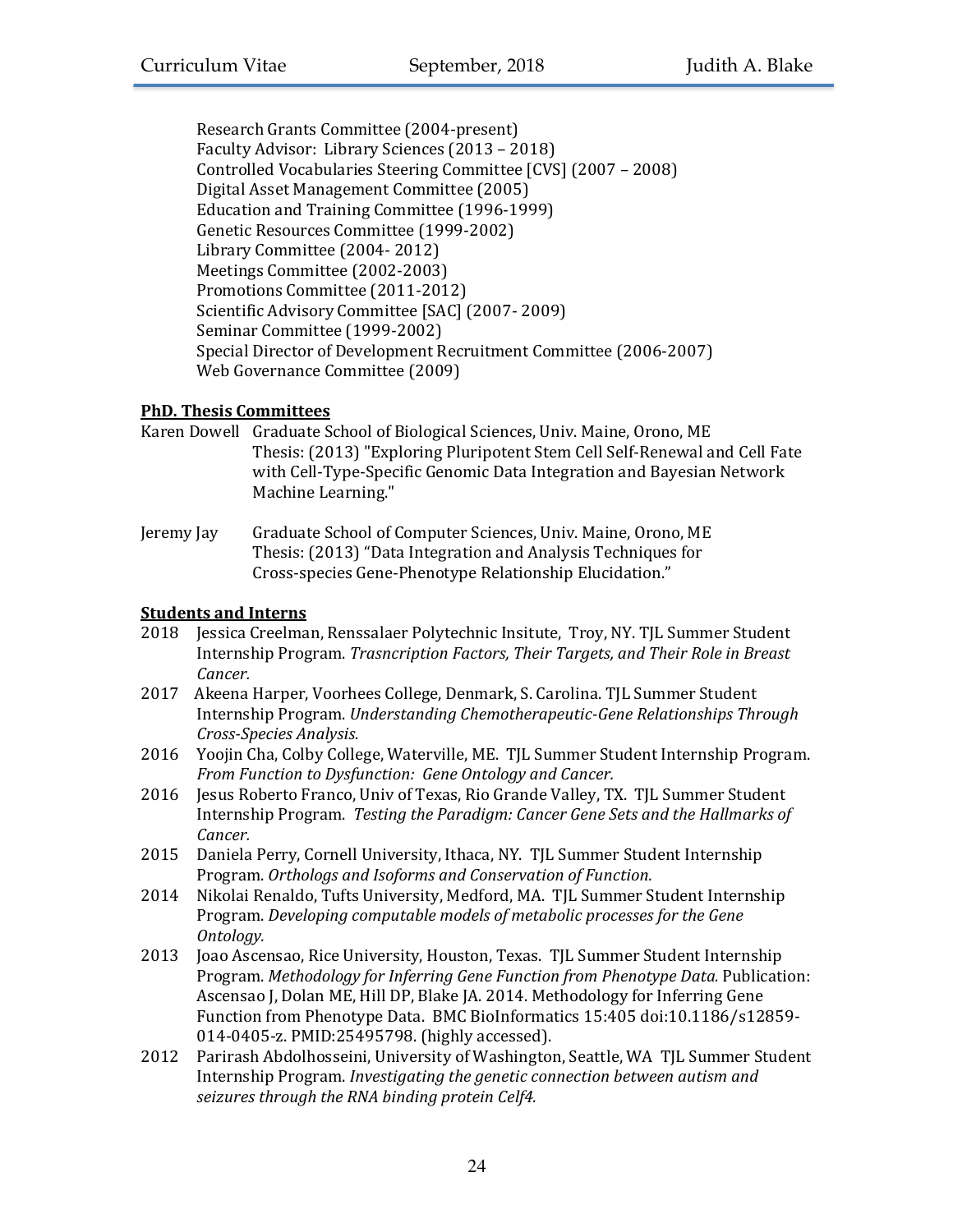Research Grants Committee (2004-present)
Faculty Advisor: Library Sciences (2013 – 2018)
Controlled Vocabularies Steering Committee [CVS] (2007 – 2008)
Digital Asset Management Committee (2005)
Education and Training Committee (1996-1999)
Genetic Resources Committee (1999-2002)
Library Committee (2004- 2012)
Meetings Committee (2002-2003)
Promotions Committee (2011-2012)
Scientific Advisory Committee [SAC] (2007- 2009)
Seminar Committee (1999-2002)
Special Director of Development Recruitment Committee (2006-2007)
Web Governance Committee (2009)

**PhD. Thesis Committees**

Karen Dowell Graduate School of Biological Sciences, Univ. Maine, Orono, ME
Thesis: (2013) "Exploring Pluripotent Stem Cell Self-Renewal and Cell Fate with Cell-Type-Specific Genomic Data Integration and Bayesian Network Machine Learning."

Jeremy Jay Graduate School of Computer Sciences, Univ. Maine, Orono, ME
Thesis: (2013) "Data Integration and Analysis Techniques for Cross-species Gene-Phenotype Relationship Elucidation."

**Students and Interns**

2018 Jessica Creelman, Renssalaer Polytechnic Insitute, Troy, NY. TJL Summer Student Internship Program. *Trasncription Factors, Their Targets, and Their Role in Breast Cancer.*

2017 Akeena Harper, Voorhees College, Denmark, S. Carolina. TJL Summer Student Internship Program. *Understanding Chemotherapeutic-Gene Relationships Through Cross-Species Analysis.*

2016 Yoojin Cha, Colby College, Waterville, ME. TJL Summer Student Internship Program. *From Function to Dysfunction: Gene Ontology and Cancer.*

2016 Jesus Roberto Franco, Univ of Texas, Rio Grande Valley, TX. TJL Summer Student Internship Program. *Testing the Paradigm: Cancer Gene Sets and the Hallmarks of Cancer.*

2015 Daniela Perry, Cornell University, Ithaca, NY. TJL Summer Student Internship Program. *Orthologs and Isoforms and Conservation of Function.*

2014 Nikolai Renaldo, Tufts University, Medford, MA. TJL Summer Student Internship Program. *Developing computable models of metabolic processes for the Gene Ontology.*

2013 Joao Ascensao, Rice University, Houston, Texas. TJL Summer Student Internship Program. *Methodology for Inferring Gene Function from Phenotype Data.* Publication: Ascensao J, Dolan ME, Hill DP, Blake JA. 2014. Methodology for Inferring Gene Function from Phenotype Data. BMC BioInformatics 15:405 doi:10.1186/s12859-014-0405-z. PMID:25495798. (highly accessed).

2012 Parirash Abdolhosseini, University of Washington, Seattle, WA TJL Summer Student Internship Program. *Investigating the genetic connection between autism and seizures through the RNA binding protein Celf4.*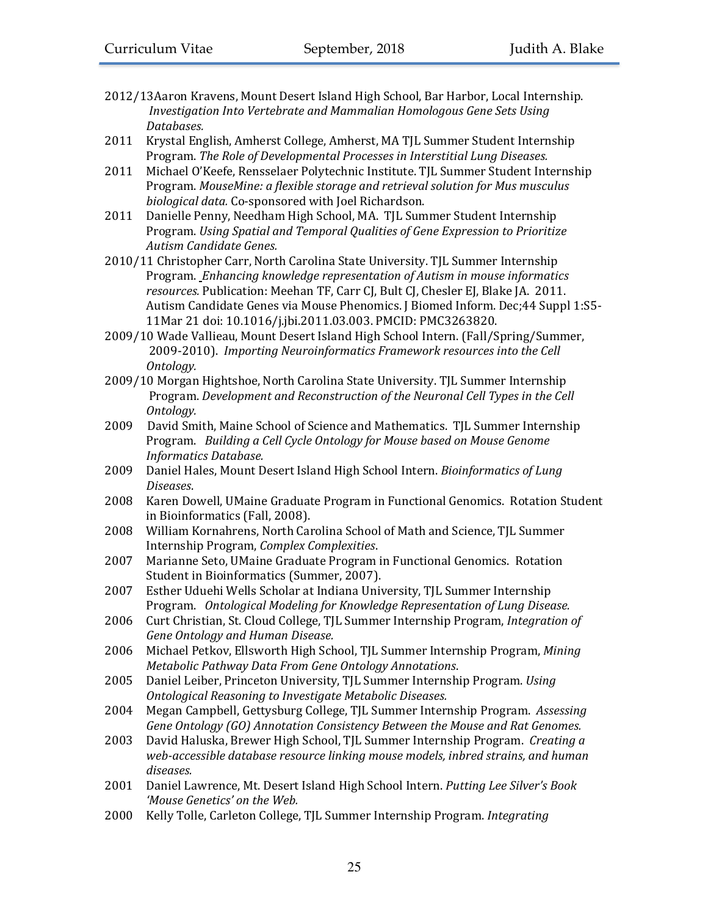2012/13 Aaron Kravens, Mount Desert Island High School, Bar Harbor, Local Internship. *Investigation Into Vertebrate and Mammalian Homologous Gene Sets Using Databases.*

2011 Krystal English, Amherst College, Amherst, MA TJL Summer Student Internship Program. *The Role of Developmental Processes in Interstitial Lung Diseases.*

2011 Michael O'Keefe, Rensselaer Polytechnic Institute. TJL Summer Student Internship Program. *MouseMine: a flexible storage and retrieval solution for Mus musculus biological data.* Co-sponsored with Joel Richardson.

2011 Danielle Penny, Needham High School, MA. TJL Summer Student Internship Program. *Using Spatial and Temporal Qualities of Gene Expression to Prioritize Autism Candidate Genes.*

2010/11 Christopher Carr, North Carolina State University. TJL Summer Internship Program. *Enhancing knowledge representation of Autism in mouse informatics resources.* Publication: Meehan TF, Carr CJ, Bult CJ, Chesler EJ, Blake JA. 2011. Autism Candidate Genes via Mouse Phenomics. J Biomed Inform. Dec;44 Suppl 1:S5-11Mar 21 doi: 10.1016/j.jbi.2011.03.003. PMCID: PMC3263820.

2009/10 Wade Vallieau, Mount Desert Island High School Intern. (Fall/Spring/Summer, 2009-2010). *Importing Neuroinformatics Framework resources into the Cell Ontology.*

2009/10 Morgan Hightshoe, North Carolina State University. TJL Summer Internship Program. *Development and Reconstruction of the Neuronal Cell Types in the Cell Ontology.*

2009 David Smith, Maine School of Science and Mathematics. TJL Summer Internship Program. *Building a Cell Cycle Ontology for Mouse based on Mouse Genome Informatics Database.*

2009 Daniel Hales, Mount Desert Island High School Intern. *Bioinformatics of Lung Diseases*.

2008 Karen Dowell, UMaine Graduate Program in Functional Genomics. Rotation Student in Bioinformatics (Fall, 2008).

2008 William Kornahrens, North Carolina School of Math and Science, TJL Summer Internship Program, *Complex Complexities*.

2007 Marianne Seto, UMaine Graduate Program in Functional Genomics. Rotation Student in Bioinformatics (Summer, 2007).

2007 Esther Uduehi Wells Scholar at Indiana University, TJL Summer Internship Program. *Ontological Modeling for Knowledge Representation of Lung Disease.*

2006 Curt Christian, St. Cloud College, TJL Summer Internship Program, *Integration of Gene Ontology and Human Disease.*

2006 Michael Petkov, Ellsworth High School, TJL Summer Internship Program, *Mining Metabolic Pathway Data From Gene Ontology Annotations*.

2005 Daniel Leiber, Princeton University, TJL Summer Internship Program. *Using Ontological Reasoning to Investigate Metabolic Diseases.*

2004 Megan Campbell, Gettysburg College, TJL Summer Internship Program. *Assessing Gene Ontology (GO) Annotation Consistency Between the Mouse and Rat Genomes.*

2003 David Haluska, Brewer High School, TJL Summer Internship Program. *Creating a web-accessible database resource linking mouse models, inbred strains, and human diseases.*

2001 Daniel Lawrence, Mt. Desert Island High School Intern. *Putting Lee Silver's Book 'Mouse Genetics' on the Web.*

2000 Kelly Tolle, Carleton College, TJL Summer Internship Program. *Integrating*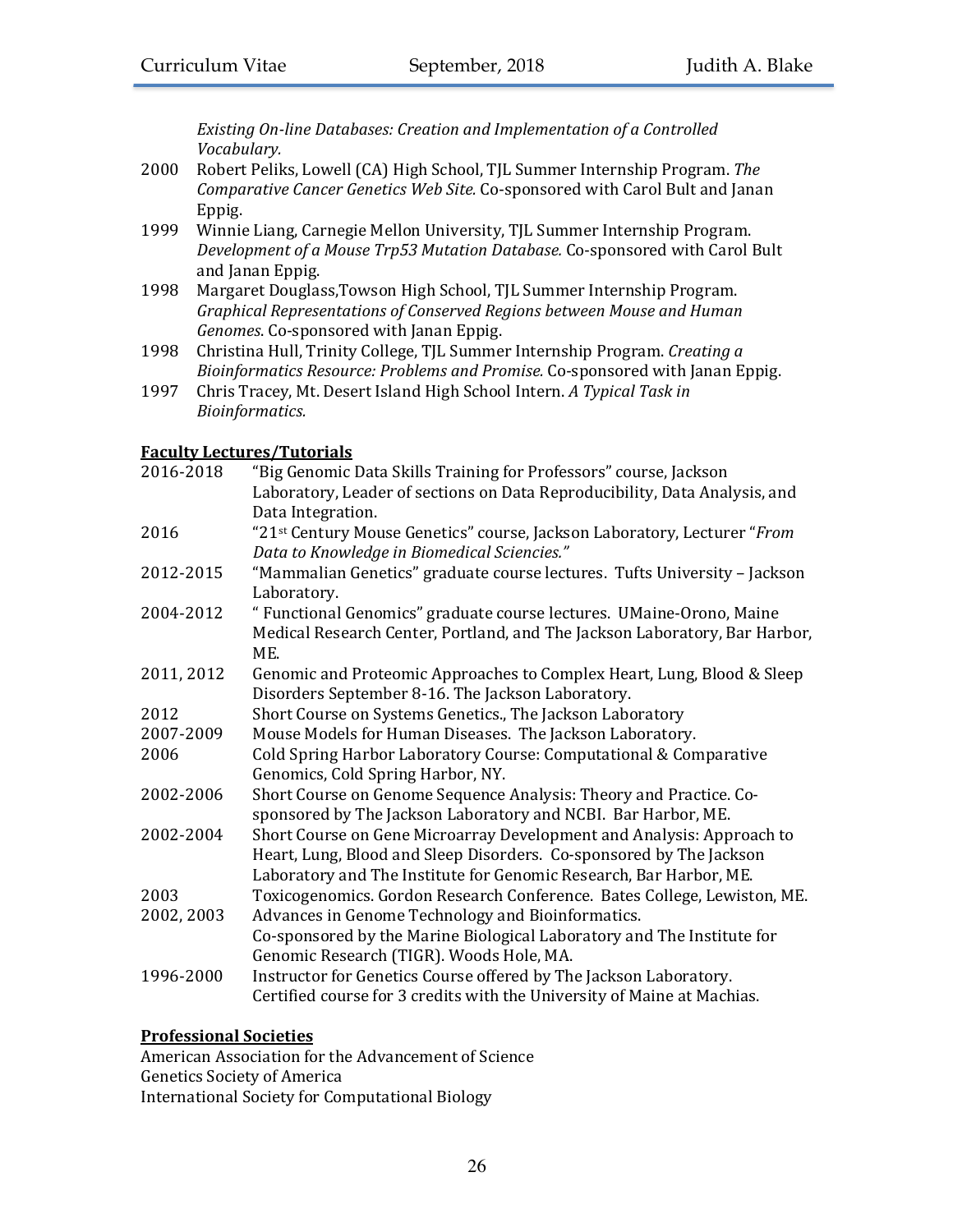*Existing On-line Databases: Creation and Implementation of a Controlled Vocabulary.*

2000 Robert Peliks, Lowell (CA) High School, TJL Summer Internship Program. *The Comparative Cancer Genetics Web Site.* Co-sponsored with Carol Bult and Janan Eppig.

1999 Winnie Liang, Carnegie Mellon University, TJL Summer Internship Program. *Development of a Mouse Trp53 Mutation Database.* Co-sponsored with Carol Bult and Janan Eppig.

1998 Margaret Douglass,Towson High School, TJL Summer Internship Program. *Graphical Representations of Conserved Regions between Mouse and Human Genomes*. Co-sponsored with Janan Eppig.

1998 Christina Hull, Trinity College, TJL Summer Internship Program. *Creating a Bioinformatics Resource: Problems and Promise.* Co-sponsored with Janan Eppig.

1997 Chris Tracey, Mt. Desert Island High School Intern. *A Typical Task in Bioinformatics.*

**Faculty Lectures/Tutorials**

2016-2018 "Big Genomic Data Skills Training for Professors" course, Jackson Laboratory, Leader of sections on Data Reproducibility, Data Analysis, and Data Integration.

2016 "21st Century Mouse Genetics" course, Jackson Laboratory, Lecturer "*From Data to Knowledge in Biomedical Sciencies."*

2012-2015 "Mammalian Genetics" graduate course lectures. Tufts University – Jackson Laboratory.

2004-2012 " Functional Genomics" graduate course lectures. UMaine-Orono, Maine Medical Research Center, Portland, and The Jackson Laboratory, Bar Harbor, ME.

2011, 2012 Genomic and Proteomic Approaches to Complex Heart, Lung, Blood & Sleep Disorders September 8-16. The Jackson Laboratory.

2012 Short Course on Systems Genetics., The Jackson Laboratory

2007-2009 Mouse Models for Human Diseases. The Jackson Laboratory.

2006 Cold Spring Harbor Laboratory Course: Computational & Comparative Genomics, Cold Spring Harbor, NY.

2002-2006 Short Course on Genome Sequence Analysis: Theory and Practice. Co-sponsored by The Jackson Laboratory and NCBI. Bar Harbor, ME.

2002-2004 Short Course on Gene Microarray Development and Analysis: Approach to Heart, Lung, Blood and Sleep Disorders. Co-sponsored by The Jackson Laboratory and The Institute for Genomic Research, Bar Harbor, ME.

2003 Toxicogenomics. Gordon Research Conference. Bates College, Lewiston, ME.

2002, 2003 Advances in Genome Technology and Bioinformatics. Co-sponsored by the Marine Biological Laboratory and The Institute for Genomic Research (TIGR). Woods Hole, MA.

1996-2000 Instructor for Genetics Course offered by The Jackson Laboratory. Certified course for 3 credits with the University of Maine at Machias.

**Professional Societies**

American Association for the Advancement of Science
Genetics Society of America
International Society for Computational Biology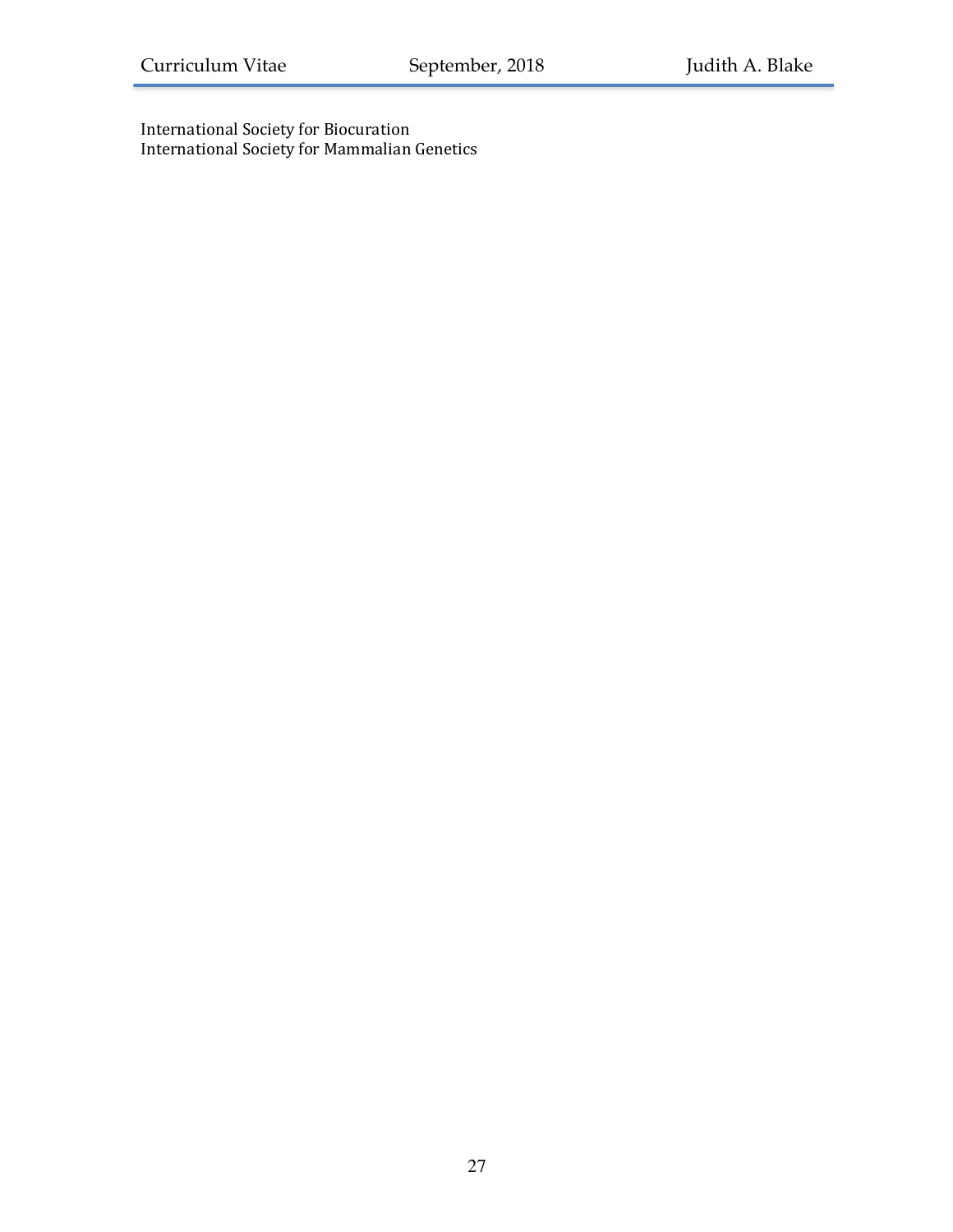International Society for Biocuration
International Society for Mammalian Genetics